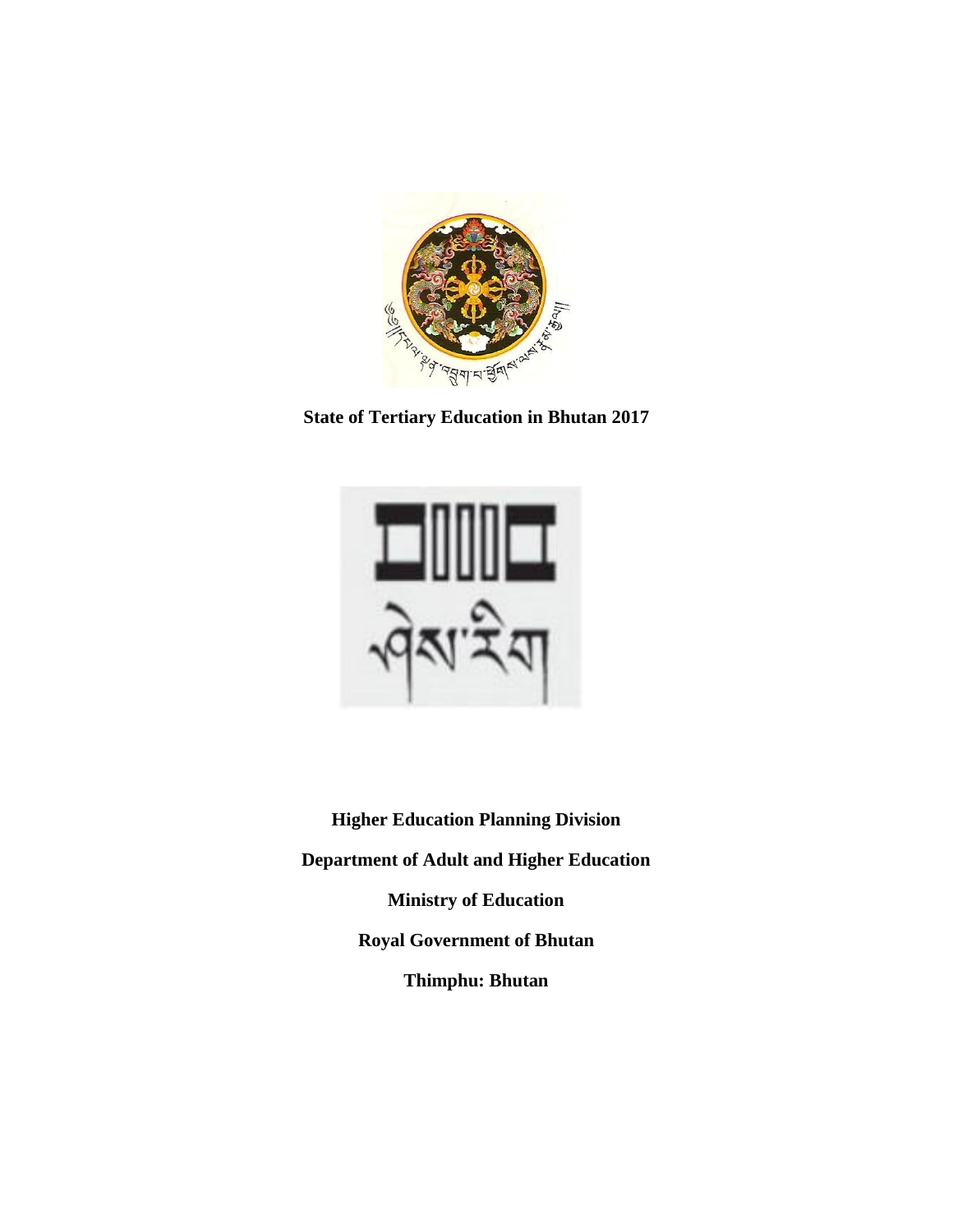# State of Tertiary Education in Bhutan 2017

**Higher Education Planning Division**

**Department of Adult and Higher Education**

**Ministry of Education**

**Royal Government of Bhutan**

**Thimphu: Bhutan**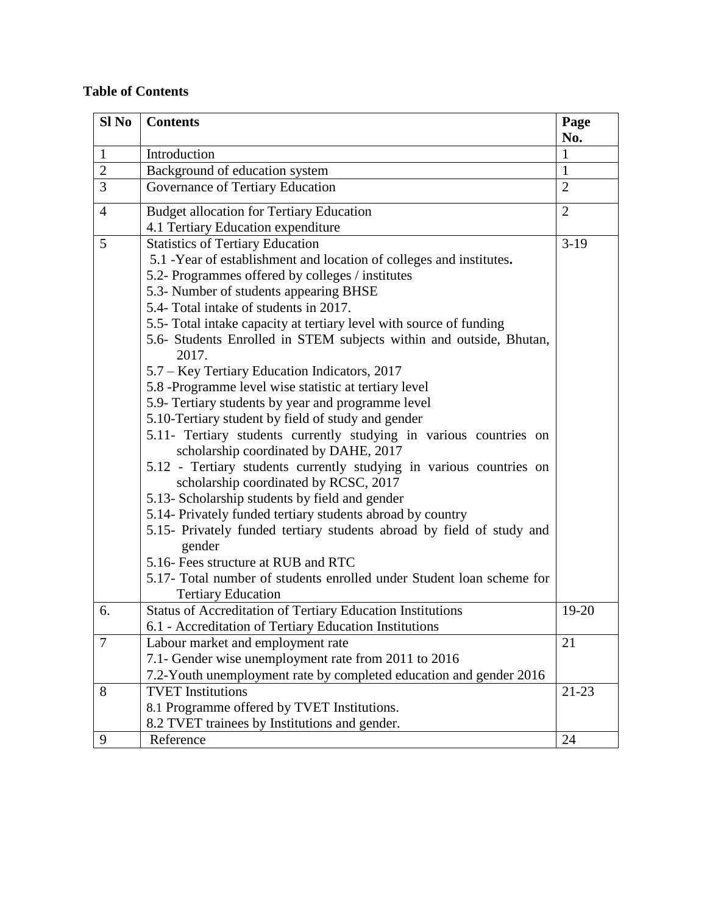**Table of Contents**

| Sl No | Contents | Page No. |
|---|---|---|
| 1 | Introduction | 1 |
| 2 | Background of education system | 1 |
| 3 | Governance of Tertiary Education | 2 |
| 4 | Budget allocation for Tertiary Education<br>4.1 Tertiary Education expenditure | 2 |
| 5 | Statistics of Tertiary Education<br>5.1 -Year of establishment and location of colleges and institutes.<br>5.2- Programmes offered by colleges / institutes<br>5.3- Number of students appearing BHSE<br>5.4- Total intake of students in 2017.<br>5.5- Total intake capacity at tertiary level with source of funding<br>5.6- Students Enrolled in STEM subjects within and outside, Bhutan, 2017.<br>5.7 – Key Tertiary Education Indicators, 2017<br>5.8 -Programme level wise statistic at tertiary level<br>5.9- Tertiary students by year and programme level<br>5.10-Tertiary student by field of study and gender<br>5.11- Tertiary students currently studying in various countries on scholarship coordinated by DAHE, 2017<br>5.12 - Tertiary students currently studying in various countries on scholarship coordinated by RCSC, 2017<br>5.13- Scholarship students by field and gender<br>5.14- Privately funded tertiary students abroad by country<br>5.15- Privately funded tertiary students abroad by field of study and gender<br>5.16- Fees structure at RUB and RTC<br>5.17- Total number of students enrolled under Student loan scheme for Tertiary Education | 3-19 |
| 6. | Status of Accreditation of Tertiary Education Institutions<br>6.1 - Accreditation of Tertiary Education Institutions | 19-20 |
| 7 | Labour market and employment rate<br>7.1- Gender wise unemployment rate from 2011 to 2016<br>7.2-Youth unemployment rate by completed education and gender 2016 | 21 |
| 8 | TVET Institutions<br>8.1 Programme offered by TVET Institutions.<br>8.2 TVET trainees by Institutions and gender. | 21-23 |
| 9 | Reference | 24 |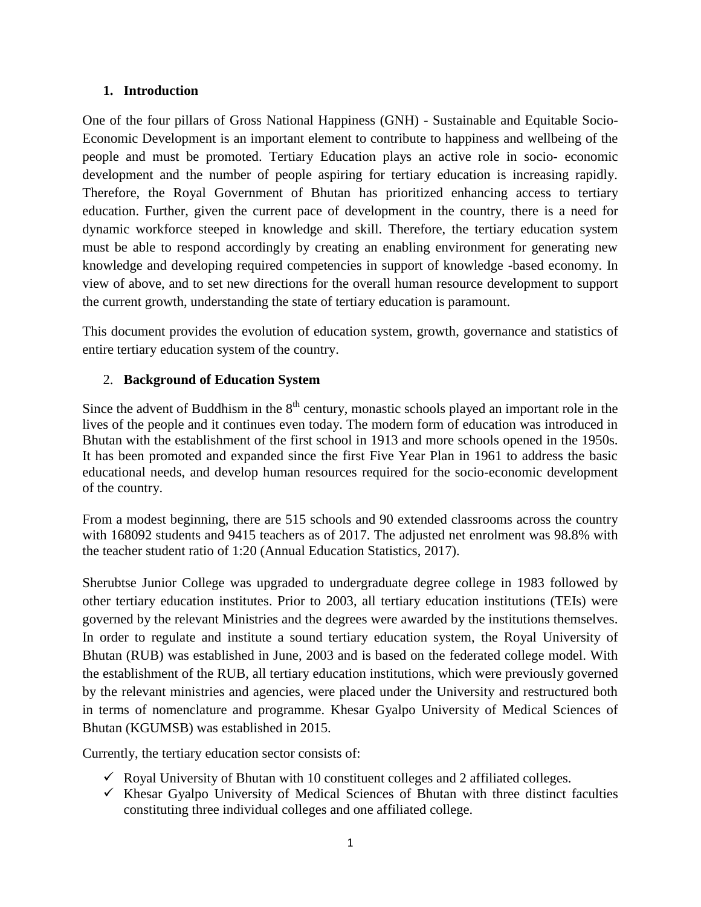## 1. Introduction

One of the four pillars of Gross National Happiness (GNH) - Sustainable and Equitable Socio-Economic Development is an important element to contribute to happiness and wellbeing of the people and must be promoted. Tertiary Education plays an active role in socio- economic development and the number of people aspiring for tertiary education is increasing rapidly. Therefore, the Royal Government of Bhutan has prioritized enhancing access to tertiary education. Further, given the current pace of development in the country, there is a need for dynamic workforce steeped in knowledge and skill. Therefore, the tertiary education system must be able to respond accordingly by creating an enabling environment for generating new knowledge and developing required competencies in support of knowledge -based economy. In view of above, and to set new directions for the overall human resource development to support the current growth, understanding the state of tertiary education is paramount.

This document provides the evolution of education system, growth, governance and statistics of entire tertiary education system of the country.

## 2. Background of Education System

Since the advent of Buddhism in the 8th century, monastic schools played an important role in the lives of the people and it continues even today. The modern form of education was introduced in Bhutan with the establishment of the first school in 1913 and more schools opened in the 1950s. It has been promoted and expanded since the first Five Year Plan in 1961 to address the basic educational needs, and develop human resources required for the socio-economic development of the country.

From a modest beginning, there are 515 schools and 90 extended classrooms across the country with 168092 students and 9415 teachers as of 2017. The adjusted net enrolment was 98.8% with the teacher student ratio of 1:20 (Annual Education Statistics, 2017).

Sherubtse Junior College was upgraded to undergraduate degree college in 1983 followed by other tertiary education institutes. Prior to 2003, all tertiary education institutions (TEIs) were governed by the relevant Ministries and the degrees were awarded by the institutions themselves. In order to regulate and institute a sound tertiary education system, the Royal University of Bhutan (RUB) was established in June, 2003 and is based on the federated college model. With the establishment of the RUB, all tertiary education institutions, which were previously governed by the relevant ministries and agencies, were placed under the University and restructured both in terms of nomenclature and programme. Khesar Gyalpo University of Medical Sciences of Bhutan (KGUMSB) was established in 2015.

Currently, the tertiary education sector consists of:

- ✓ Royal University of Bhutan with 10 constituent colleges and 2 affiliated colleges.
- ✓ Khesar Gyalpo University of Medical Sciences of Bhutan with three distinct faculties constituting three individual colleges and one affiliated college.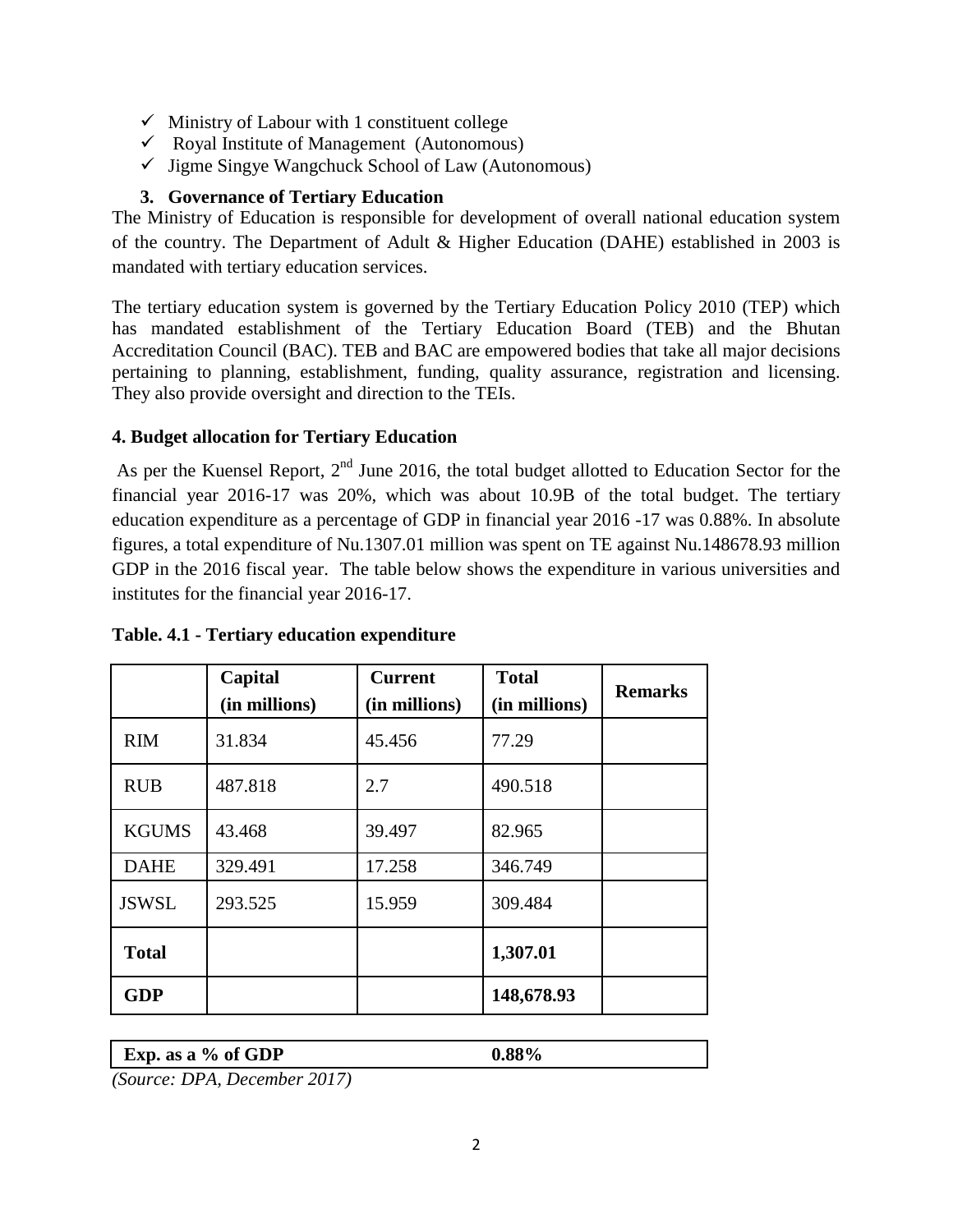- ✓ Ministry of Labour with 1 constituent college
- ✓ Royal Institute of Management (Autonomous)
- ✓ Jigme Singye Wangchuck School of Law (Autonomous)

### 3. Governance of Tertiary Education

The Ministry of Education is responsible for development of overall national education system of the country. The Department of Adult & Higher Education (DAHE) established in 2003 is mandated with tertiary education services.

The tertiary education system is governed by the Tertiary Education Policy 2010 (TEP) which has mandated establishment of the Tertiary Education Board (TEB) and the Bhutan Accreditation Council (BAC). TEB and BAC are empowered bodies that take all major decisions pertaining to planning, establishment, funding, quality assurance, registration and licensing. They also provide oversight and direction to the TEIs.

### 4. Budget allocation for Tertiary Education

As per the Kuensel Report, 2nd June 2016, the total budget allotted to Education Sector for the financial year 2016-17 was 20%, which was about 10.9B of the total budget. The tertiary education expenditure as a percentage of GDP in financial year 2016 -17 was 0.88%. In absolute figures, a total expenditure of Nu.1307.01 million was spent on TE against Nu.148678.93 million GDP in the 2016 fiscal year. The table below shows the expenditure in various universities and institutes for the financial year 2016-17.

**Table. 4.1 - Tertiary education expenditure**

| | Capital (in millions) | Current (in millions) | Total (in millions) | Remarks |
|---|---|---|---|---|
| RIM | 31.834 | 45.456 | 77.29 | |
| RUB | 487.818 | 2.7 | 490.518 | |
| KGUMS | 43.468 | 39.497 | 82.965 | |
| DAHE | 329.491 | 17.258 | 346.749 | |
| JSWSL | 293.525 | 15.959 | 309.484 | |
| **Total** | | | **1,307.01** | |
| **GDP** | | | **148,678.93** | |
| **Exp. as a % of GDP** | | | **0.88%** | |

*(Source: DPA, December 2017)*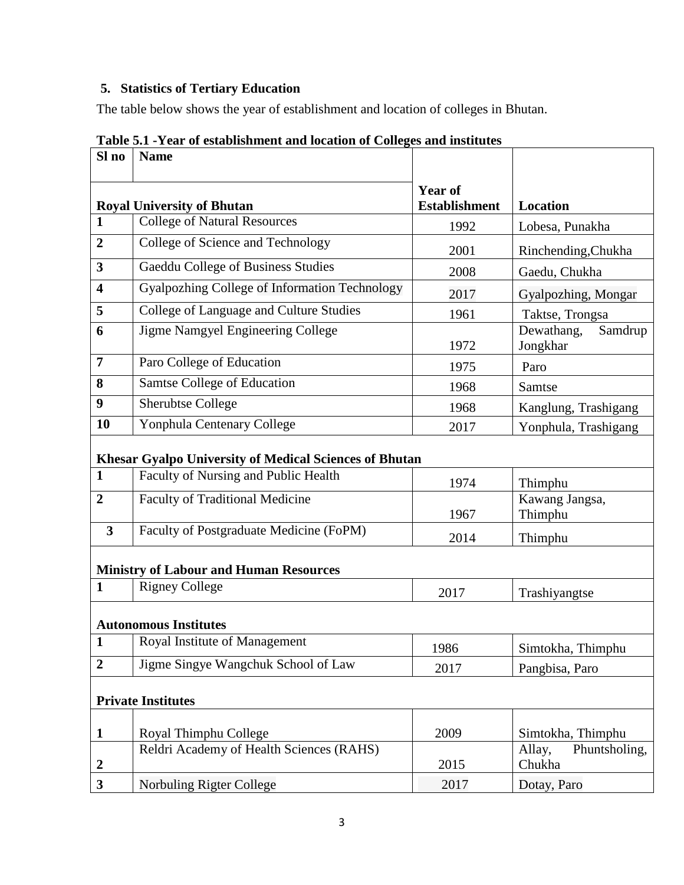## 5. Statistics of Tertiary Education

The table below shows the year of establishment and location of colleges in Bhutan.

**Table 5.1 -Year of establishment and location of Colleges and institutes**

| Sl no | Name | Year of Establishment | Location |
|---|---|---|---|
| **Royal University of Bhutan** | | | |
| **1** | College of Natural Resources | 1992 | Lobesa, Punakha |
| **2** | College of Science and Technology | 2001 | Rinchending,Chukha |
| **3** | Gaeddu College of Business Studies | 2008 | Gaedu, Chukha |
| **4** | Gyalpozhing College of Information Technology | 2017 | Gyalpozhing, Mongar |
| **5** | College of Language and Culture Studies | 1961 | Taktse, Trongsa |
| **6** | Jigme Namgyel Engineering College | 1972 | Dewathang, Samdrup Jongkhar |
| **7** | Paro College of Education | 1975 | Paro |
| **8** | Samtse College of Education | 1968 | Samtse |
| **9** | Sherubtse College | 1968 | Kanglung, Trashigang |
| **10** | Yonphula Centenary College | 2017 | Yonphula, Trashigang |
| **Khesar Gyalpo University of Medical Sciences of Bhutan** | | | |
| **1** | Faculty of Nursing and Public Health | 1974 | Thimphu |
| **2** | Faculty of Traditional Medicine | 1967 | Kawang Jangsa, Thimphu |
| **3** | Faculty of Postgraduate Medicine (FoPM) | 2014 | Thimphu |
| **Ministry of Labour and Human Resources** | | | |
| **1** | Rigney College | 2017 | Trashiyangtse |
| **Autonomous Institutes** | | | |
| **1** | Royal Institute of Management | 1986 | Simtokha, Thimphu |
| **2** | Jigme Singye Wangchuk School of Law | 2017 | Pangbisa, Paro |
| **Private Institutes** | | | |
| **1** | Royal Thimphu College | 2009 | Simtokha, Thimphu |
| **2** | Reldri Academy of Health Sciences (RAHS) | 2015 | Allay, Phuntsholing, Chukha |
| **3** | Norbuling Rigter College | 2017 | Dotay, Paro |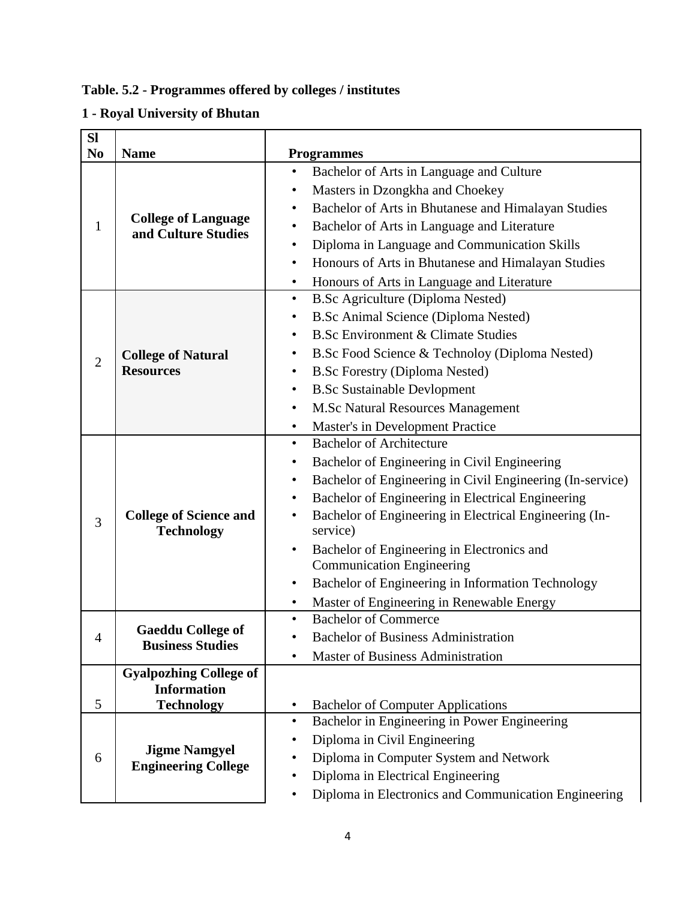**Table. 5.2 - Programmes offered by colleges / institutes**

**1 - Royal University of Bhutan**

| Sl No | Name | Programmes |
|---|---|---|
| 1 | **College of Language and Culture Studies** | • Bachelor of Arts in Language and Culture<br>• Masters in Dzongkha and Choekey<br>• Bachelor of Arts in Bhutanese and Himalayan Studies<br>• Bachelor of Arts in Language and Literature<br>• Diploma in Language and Communication Skills<br>• Honours of Arts in Bhutanese and Himalayan Studies<br>• Honours of Arts in Language and Literature |
| 2 | **College of Natural Resources** | • B.Sc Agriculture (Diploma Nested)<br>• B.Sc Animal Science (Diploma Nested)<br>• B.Sc Environment & Climate Studies<br>• B.Sc Food Science & Technoloy (Diploma Nested)<br>• B.Sc Forestry (Diploma Nested)<br>• B.Sc Sustainable Devlopment<br>• M.Sc Natural Resources Management<br>• Master's in Development Practice |
| 3 | **College of Science and Technology** | • Bachelor of Architecture<br>• Bachelor of Engineering in Civil Engineering<br>• Bachelor of Engineering in Civil Engineering (In-service)<br>• Bachelor of Engineering in Electrical Engineering<br>• Bachelor of Engineering in Electrical Engineering (In-service)<br>• Bachelor of Engineering in Electronics and Communication Engineering<br>• Bachelor of Engineering in Information Technology<br>• Master of Engineering in Renewable Energy |
| 4 | **Gaeddu College of Business Studies** | • Bachelor of Commerce<br>• Bachelor of Business Administration<br>• Master of Business Administration |
| 5 | **Gyalpozhing College of Information Technology** | • Bachelor of Computer Applications |
| 6 | **Jigme Namgyel Engineering College** | • Bachelor in Engineering in Power Engineering<br>• Diploma in Civil Engineering<br>• Diploma in Computer System and Network<br>• Diploma in Electrical Engineering<br>• Diploma in Electronics and Communication Engineering |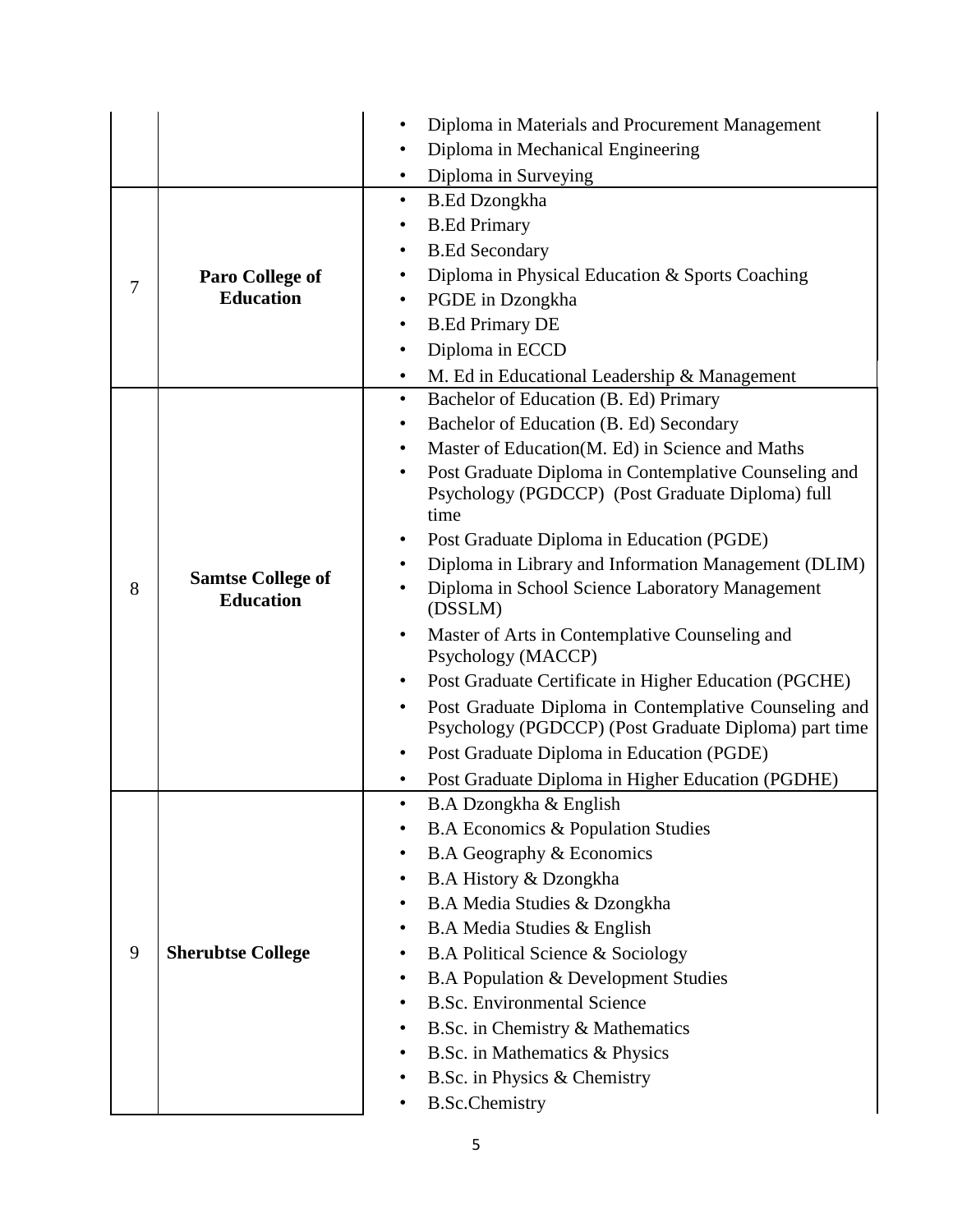| | | |
|---|---|---|
| | | • Diploma in Materials and Procurement Management<br>• Diploma in Mechanical Engineering<br>• Diploma in Surveying |
| 7 | **Paro College of Education** | • B.Ed Dzongkha<br>• B.Ed Primary<br>• B.Ed Secondary<br>• Diploma in Physical Education & Sports Coaching<br>• PGDE in Dzongkha<br>• B.Ed Primary DE<br>• Diploma in ECCD<br>• M. Ed in Educational Leadership & Management |
| 8 | **Samtse College of Education** | • Bachelor of Education (B. Ed) Primary<br>• Bachelor of Education (B. Ed) Secondary<br>• Master of Education(M. Ed) in Science and Maths<br>• Post Graduate Diploma in Contemplative Counseling and Psychology (PGDCCP) (Post Graduate Diploma) full time<br>• Post Graduate Diploma in Education (PGDE)<br>• Diploma in Library and Information Management (DLIM)<br>• Diploma in School Science Laboratory Management (DSSLM)<br>• Master of Arts in Contemplative Counseling and Psychology (MACCP)<br>• Post Graduate Certificate in Higher Education (PGCHE)<br>• Post Graduate Diploma in Contemplative Counseling and Psychology (PGDCCP) (Post Graduate Diploma) part time<br>• Post Graduate Diploma in Education (PGDE)<br>• Post Graduate Diploma in Higher Education (PGDHE) |
| 9 | **Sherubtse College** | • B.A Dzongkha & English<br>• B.A Economics & Population Studies<br>• B.A Geography & Economics<br>• B.A History & Dzongkha<br>• B.A Media Studies & Dzongkha<br>• B.A Media Studies & English<br>• B.A Political Science & Sociology<br>• B.A Population & Development Studies<br>• B.Sc. Environmental Science<br>• B.Sc. in Chemistry & Mathematics<br>• B.Sc. in Mathematics & Physics<br>• B.Sc. in Physics & Chemistry<br>• B.Sc.Chemistry |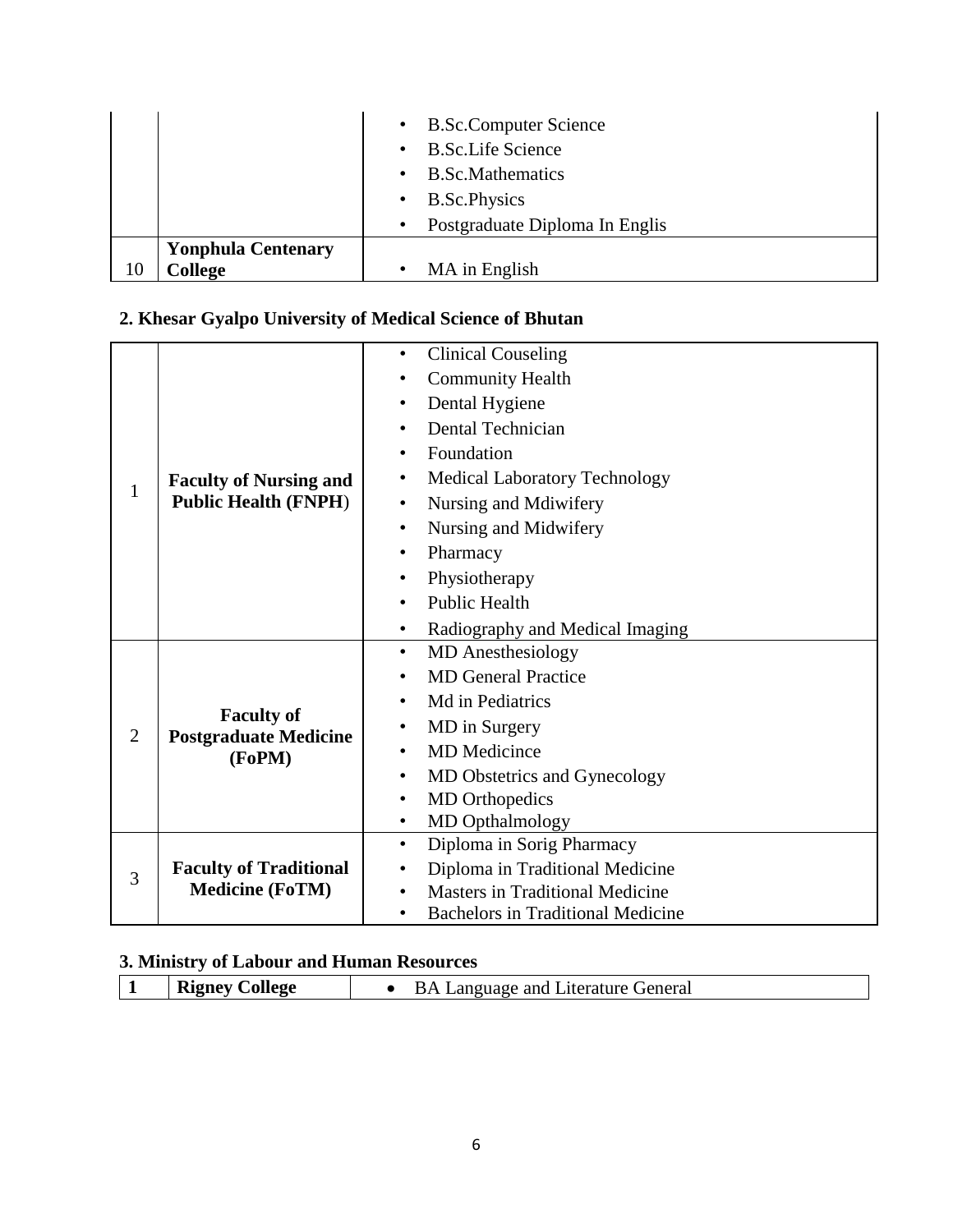| | | |
|---|---|---|
| | | • B.Sc.Computer Science<br>• B.Sc.Life Science<br>• B.Sc.Mathematics<br>• B.Sc.Physics<br>• Postgraduate Diploma In Englis |
| 10 | **Yonphula Centenary College** | • MA in English |

## 2. Khesar Gyalpo University of Medical Science of Bhutan

| | | |
|---|---|---|
| 1 | **Faculty of Nursing and Public Health (FNPH)** | • Clinical Couseling<br>• Community Health<br>• Dental Hygiene<br>• Dental Technician<br>• Foundation<br>• Medical Laboratory Technology<br>• Nursing and Mdiwifery<br>• Nursing and Midwifery<br>• Pharmacy<br>• Physiotherapy<br>• Public Health<br>• Radiography and Medical Imaging |
| 2 | **Faculty of Postgraduate Medicine (FoPM)** | • MD Anesthesiology<br>• MD General Practice<br>• Md in Pediatrics<br>• MD in Surgery<br>• MD Medicince<br>• MD Obstetrics and Gynecology<br>• MD Orthopedics<br>• MD Opthalmology |
| 3 | **Faculty of Traditional Medicine (FoTM)** | • Diploma in Sorig Pharmacy<br>• Diploma in Traditional Medicine<br>• Masters in Traditional Medicine<br>• Bachelors in Traditional Medicine |

## 3. Ministry of Labour and Human Resources

| | | |
|---|---|---|
| **1** | **Rigney College** | • BA Language and Literature General |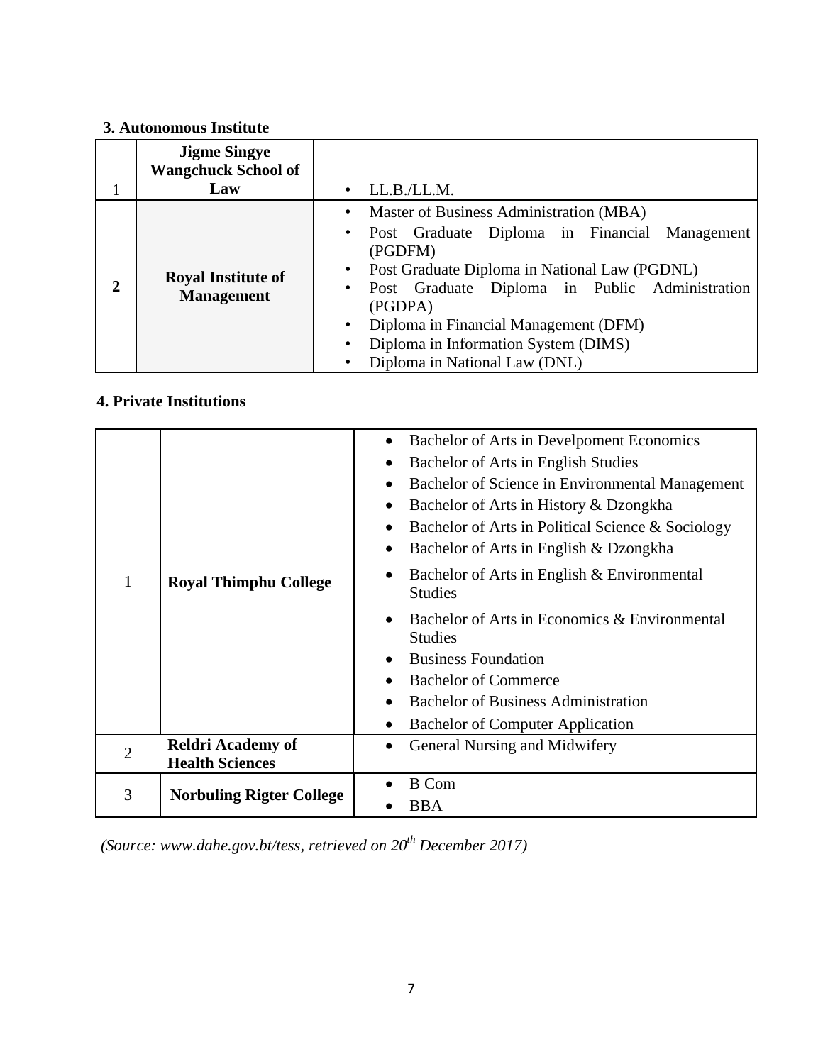**3. Autonomous Institute**

| | | |
|---|---|---|
| 1 | **Jigme Singye Wangchuck School of Law** | • LL.B./LL.M. |
| **2** | **Royal Institute of Management** | • Master of Business Administration (MBA)<br>• Post Graduate Diploma in Financial Management (PGDFM)<br>• Post Graduate Diploma in National Law (PGDNL)<br>• Post Graduate Diploma in Public Administration (PGDPA)<br>• Diploma in Financial Management (DFM)<br>• Diploma in Information System (DIMS)<br>• Diploma in National Law (DNL) |

**4. Private Institutions**

| | | |
|---|---|---|
| 1 | **Royal Thimphu College** | • Bachelor of Arts in Develpoment Economics<br>• Bachelor of Arts in English Studies<br>• Bachelor of Science in Environmental Management<br>• Bachelor of Arts in History & Dzongkha<br>• Bachelor of Arts in Political Science & Sociology<br>• Bachelor of Arts in English & Dzongkha<br>• Bachelor of Arts in English & Environmental Studies<br>• Bachelor of Arts in Economics & Environmental Studies<br>• Business Foundation<br>• Bachelor of Commerce<br>• Bachelor of Business Administration<br>• Bachelor of Computer Application |
| 2 | **Reldri Academy of Health Sciences** | • General Nursing and Midwifery |
| 3 | **Norbuling Rigter College** | • B Com<br>• BBA |

*(Source: www.dahe.gov.bt/tess, retrieved on 20th December 2017)*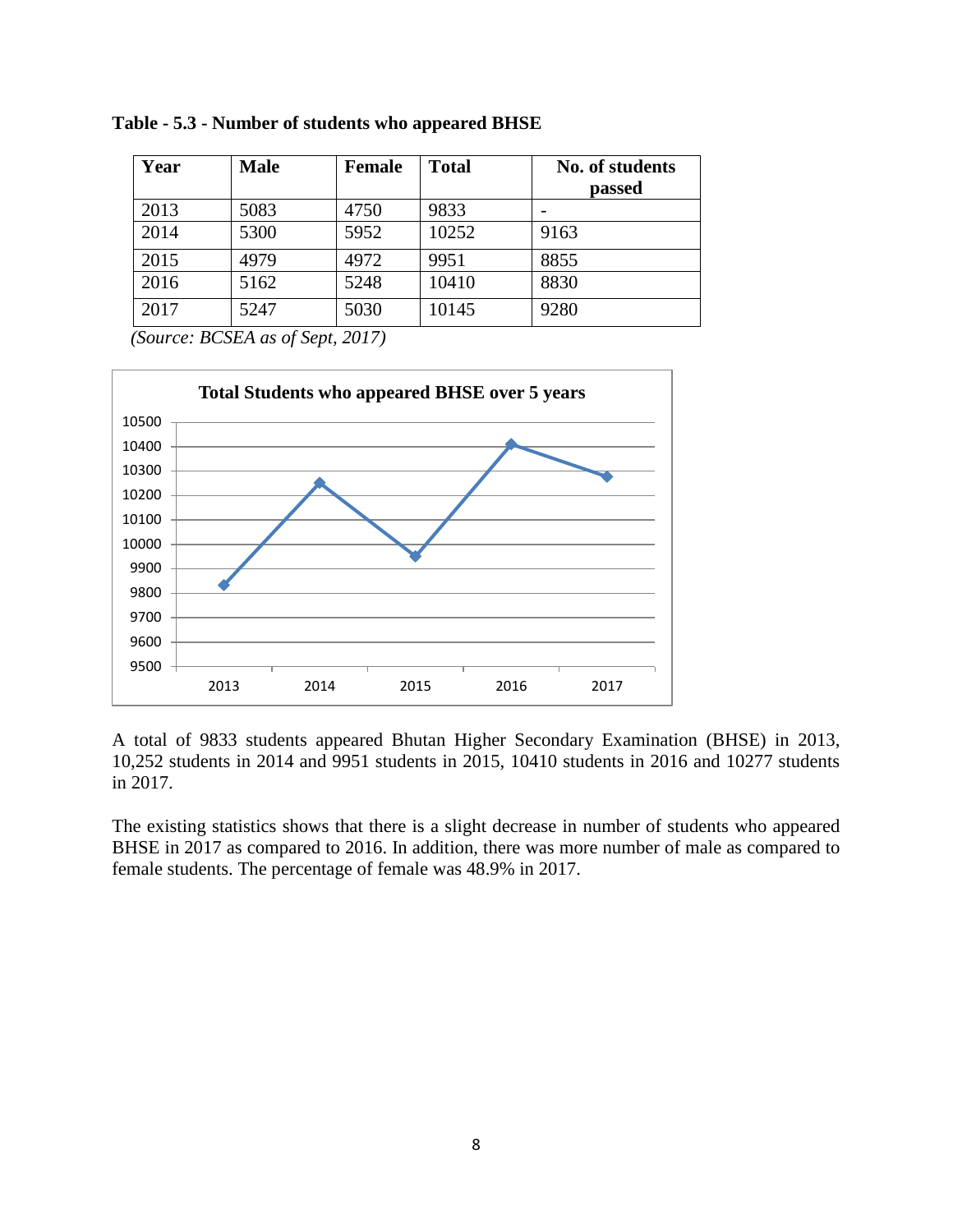**Table - 5.3 - Number of students who appeared BHSE**

| Year | Male | Female | Total | No. of students passed |
|---|---|---|---|---|
| 2013 | 5083 | 4750 | 9833 | - |
| 2014 | 5300 | 5952 | 10252 | 9163 |
| 2015 | 4979 | 4972 | 9951 | 8855 |
| 2016 | 5162 | 5248 | 10410 | 8830 |
| 2017 | 5247 | 5030 | 10145 | 9280 |

*(Source: BCSEA as of Sept, 2017)*

**Total Students who appeared BHSE over 5 years**

A total of 9833 students appeared Bhutan Higher Secondary Examination (BHSE) in 2013, 10,252 students in 2014 and 9951 students in 2015, 10410 students in 2016 and 10277 students in 2017.

The existing statistics shows that there is a slight decrease in number of students who appeared BHSE in 2017 as compared to 2016. In addition, there was more number of male as compared to female students. The percentage of female was 48.9% in 2017.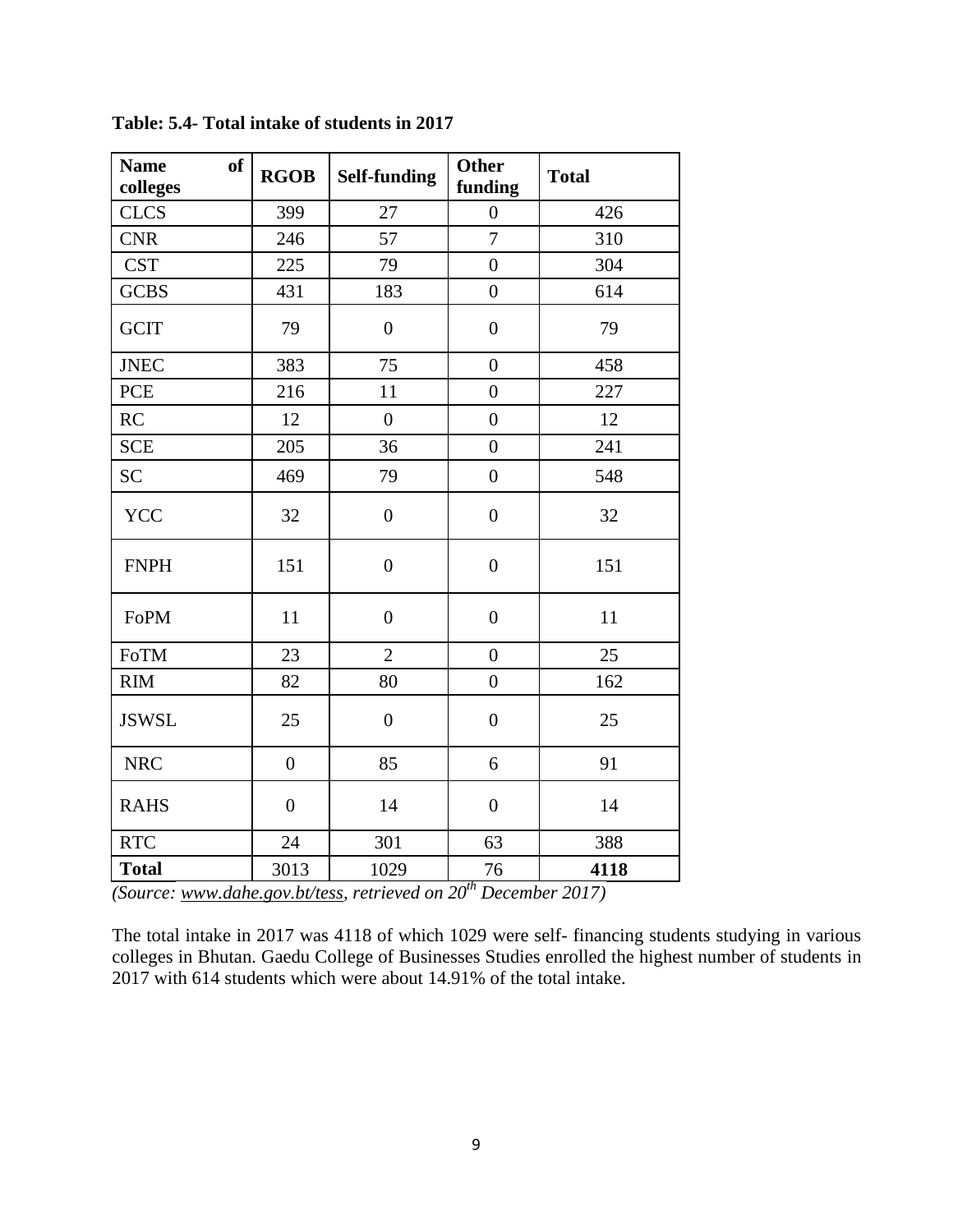**Table: 5.4- Total intake of students in 2017**

| Name of colleges | RGOB | Self-funding | Other funding | Total |
|---|---|---|---|---|
| CLCS | 399 | 27 | 0 | 426 |
| CNR | 246 | 57 | 7 | 310 |
| CST | 225 | 79 | 0 | 304 |
| GCBS | 431 | 183 | 0 | 614 |
| GCIT | 79 | 0 | 0 | 79 |
| JNEC | 383 | 75 | 0 | 458 |
| PCE | 216 | 11 | 0 | 227 |
| RC | 12 | 0 | 0 | 12 |
| SCE | 205 | 36 | 0 | 241 |
| SC | 469 | 79 | 0 | 548 |
| YCC | 32 | 0 | 0 | 32 |
| FNPH | 151 | 0 | 0 | 151 |
| FoPM | 11 | 0 | 0 | 11 |
| FoTM | 23 | 2 | 0 | 25 |
| RIM | 82 | 80 | 0 | 162 |
| JSWSL | 25 | 0 | 0 | 25 |
| NRC | 0 | 85 | 6 | 91 |
| RAHS | 0 | 14 | 0 | 14 |
| RTC | 24 | 301 | 63 | 388 |
| **Total** | 3013 | 1029 | 76 | **4118** |

*(Source: www.dahe.gov.bt/tess, retrieved on 20th December 2017)*

The total intake in 2017 was 4118 of which 1029 were self- financing students studying in various colleges in Bhutan. Gaedu College of Businesses Studies enrolled the highest number of students in 2017 with 614 students which were about 14.91% of the total intake.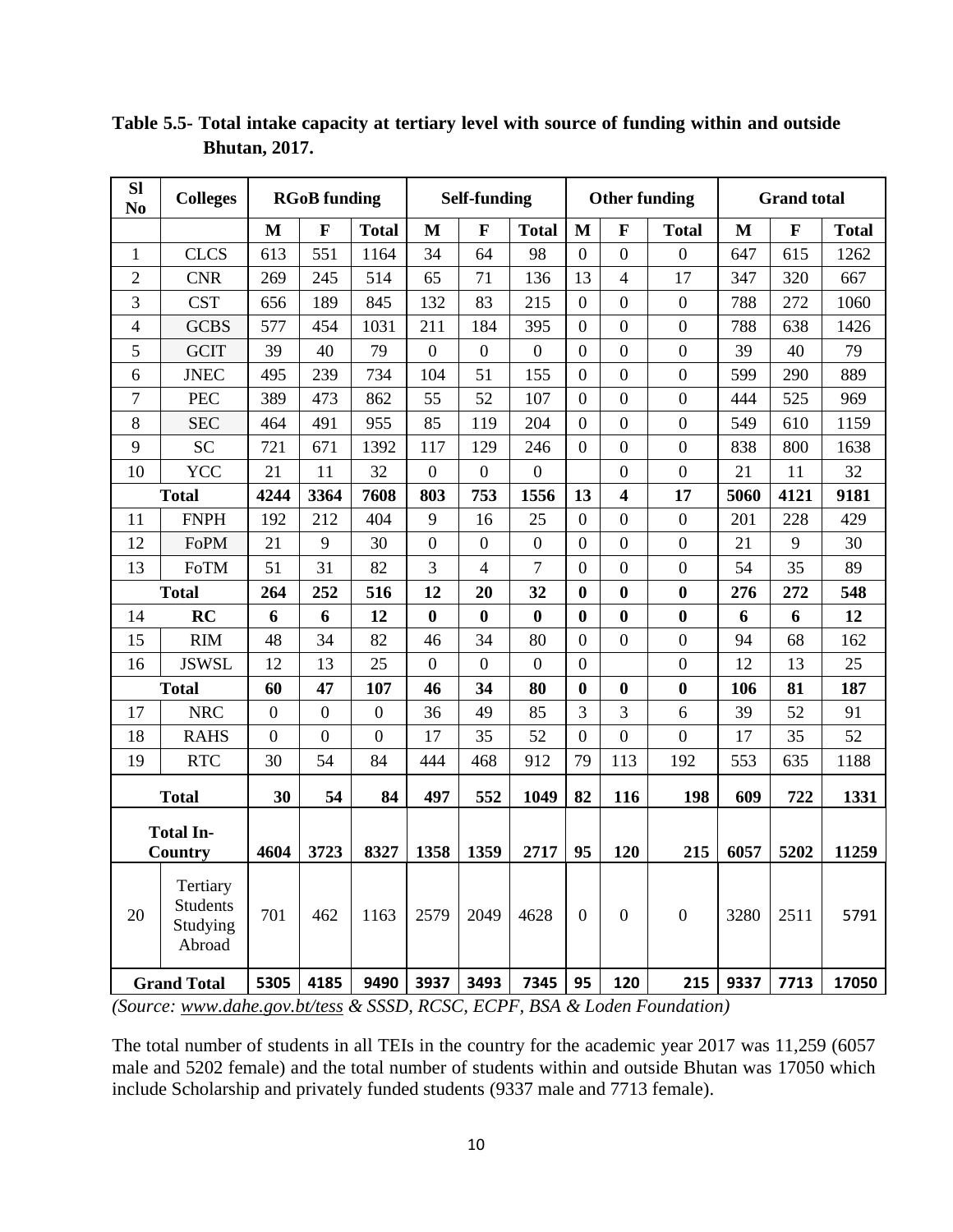**Table 5.5- Total intake capacity at tertiary level with source of funding within and outside Bhutan, 2017.**

| Sl No | Colleges | RGoB funding | | | Self-funding | | | Other funding | | | Grand total | | |
|---|---|---|---|---|---|---|---|---|---|---|---|---|---|
| | | M | F | Total | M | F | Total | M | F | Total | M | F | Total |
| 1 | CLCS | 613 | 551 | 1164 | 34 | 64 | 98 | 0 | 0 | 0 | 647 | 615 | 1262 |
| 2 | CNR | 269 | 245 | 514 | 65 | 71 | 136 | 13 | 4 | 17 | 347 | 320 | 667 |
| 3 | CST | 656 | 189 | 845 | 132 | 83 | 215 | 0 | 0 | 0 | 788 | 272 | 1060 |
| 4 | GCBS | 577 | 454 | 1031 | 211 | 184 | 395 | 0 | 0 | 0 | 788 | 638 | 1426 |
| 5 | GCIT | 39 | 40 | 79 | 0 | 0 | 0 | 0 | 0 | 0 | 39 | 40 | 79 |
| 6 | JNEC | 495 | 239 | 734 | 104 | 51 | 155 | 0 | 0 | 0 | 599 | 290 | 889 |
| 7 | PEC | 389 | 473 | 862 | 55 | 52 | 107 | 0 | 0 | 0 | 444 | 525 | 969 |
| 8 | SEC | 464 | 491 | 955 | 85 | 119 | 204 | 0 | 0 | 0 | 549 | 610 | 1159 |
| 9 | SC | 721 | 671 | 1392 | 117 | 129 | 246 | 0 | 0 | 0 | 838 | 800 | 1638 |
| 10 | YCC | 21 | 11 | 32 | 0 | 0 | 0 | | 0 | 0 | 21 | 11 | 32 |
| **Total** | | **4244** | **3364** | **7608** | **803** | **753** | **1556** | **13** | **4** | **17** | **5060** | **4121** | **9181** |
| 11 | FNPH | 192 | 212 | 404 | 9 | 16 | 25 | 0 | 0 | 0 | 201 | 228 | 429 |
| 12 | FoPM | 21 | 9 | 30 | 0 | 0 | 0 | 0 | 0 | 0 | 21 | 9 | 30 |
| 13 | FoTM | 51 | 31 | 82 | 3 | 4 | 7 | 0 | 0 | 0 | 54 | 35 | 89 |
| **Total** | | **264** | **252** | **516** | **12** | **20** | **32** | **0** | **0** | **0** | **276** | **272** | **548** |
| 14 | **RC** | **6** | **6** | **12** | **0** | **0** | **0** | **0** | **0** | **0** | **6** | **6** | **12** |
| 15 | RIM | 48 | 34 | 82 | 46 | 34 | 80 | 0 | 0 | 0 | 94 | 68 | 162 |
| 16 | JSWSL | 12 | 13 | 25 | 0 | 0 | 0 | 0 | | 0 | 12 | 13 | 25 |
| **Total** | | **60** | **47** | **107** | **46** | **34** | **80** | **0** | **0** | **0** | **106** | **81** | **187** |
| 17 | NRC | 0 | 0 | 0 | 36 | 49 | 85 | 3 | 3 | 6 | 39 | 52 | 91 |
| 18 | RAHS | 0 | 0 | 0 | 17 | 35 | 52 | 0 | 0 | 0 | 17 | 35 | 52 |
| 19 | RTC | 30 | 54 | 84 | 444 | 468 | 912 | 79 | 113 | 192 | 553 | 635 | 1188 |
| **Total** | | **30** | **54** | **84** | **497** | **552** | **1049** | **82** | **116** | **198** | **609** | **722** | **1331** |
| **Total In-Country** | | **4604** | **3723** | **8327** | **1358** | **1359** | **2717** | **95** | **120** | **215** | **6057** | **5202** | **11259** |
| 20 | Tertiary Students Studying Abroad | 701 | 462 | 1163 | 2579 | 2049 | 4628 | 0 | 0 | 0 | 3280 | 2511 | 5791 |
| **Grand Total** | | **5305** | **4185** | **9490** | **3937** | **3493** | **7345** | **95** | **120** | **215** | **9337** | **7713** | **17050** |

*(Source: www.dahe.gov.bt/tess & SSSD, RCSC, ECPF, BSA & Loden Foundation)*

The total number of students in all TEIs in the country for the academic year 2017 was 11,259 (6057 male and 5202 female) and the total number of students within and outside Bhutan was 17050 which include Scholarship and privately funded students (9337 male and 7713 female).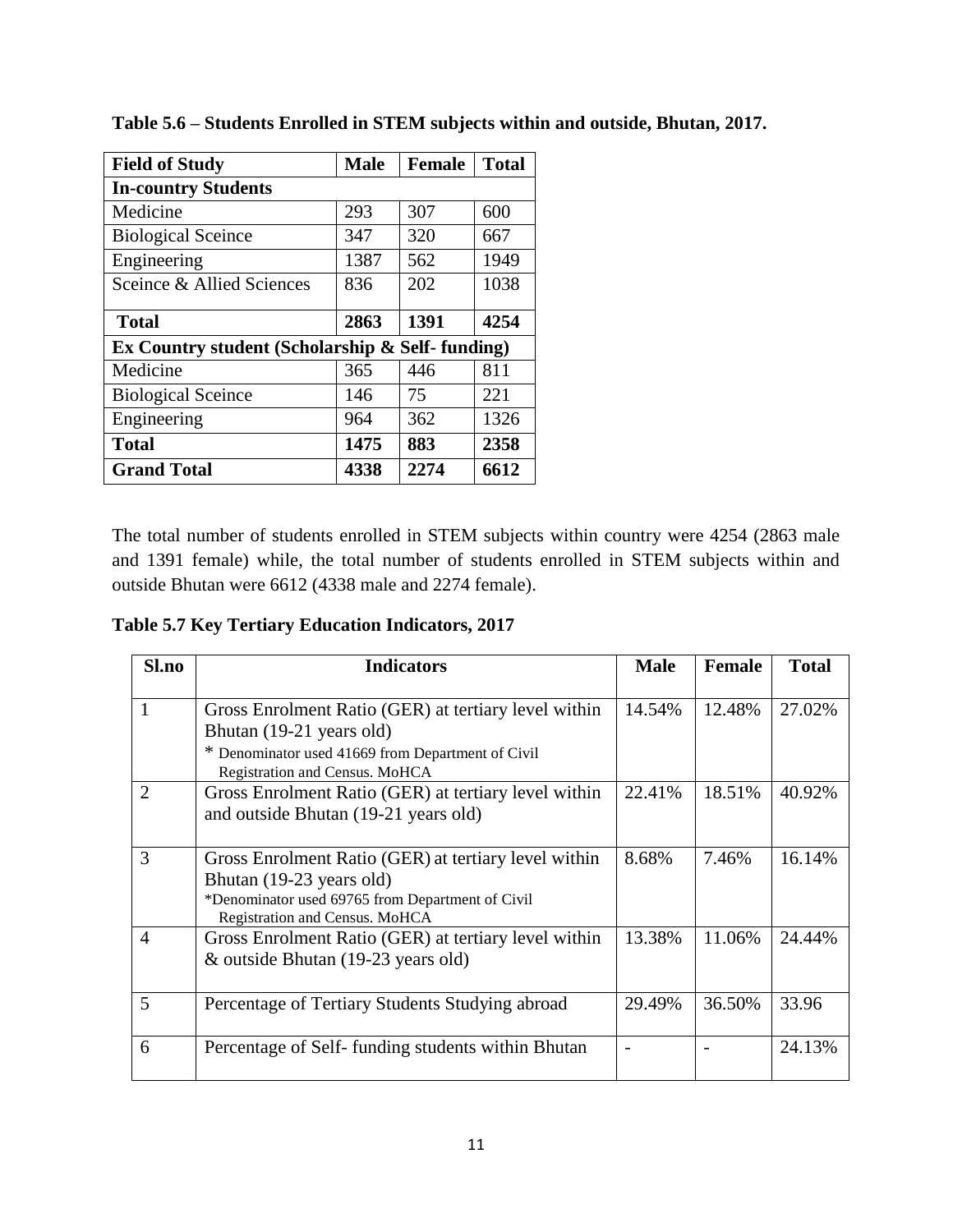**Table 5.6 – Students Enrolled in STEM subjects within and outside, Bhutan, 2017.**

| Field of Study | Male | Female | Total |
|---|---|---|---|
| **In-country Students** | | | |
| Medicine | 293 | 307 | 600 |
| Biological Sceince | 347 | 320 | 667 |
| Engineering | 1387 | 562 | 1949 |
| Sceince & Allied Sciences | 836 | 202 | 1038 |
| **Total** | **2863** | **1391** | **4254** |
| **Ex Country student (Scholarship & Self- funding)** | | | |
| Medicine | 365 | 446 | 811 |
| Biological Sceince | 146 | 75 | 221 |
| Engineering | 964 | 362 | 1326 |
| **Total** | **1475** | **883** | **2358** |
| **Grand Total** | **4338** | **2274** | **6612** |

The total number of students enrolled in STEM subjects within country were 4254 (2863 male and 1391 female) while, the total number of students enrolled in STEM subjects within and outside Bhutan were 6612 (4338 male and 2274 female).

**Table 5.7 Key Tertiary Education Indicators, 2017**

| Sl.no | Indicators | Male | Female | Total |
|---|---|---|---|---|
| 1 | Gross Enrolment Ratio (GER) at tertiary level within Bhutan (19-21 years old)<br>* Denominator used 41669 from Department of Civil Registration and Census. MoHCA | 14.54% | 12.48% | 27.02% |
| 2 | Gross Enrolment Ratio (GER) at tertiary level within and outside Bhutan (19-21 years old) | 22.41% | 18.51% | 40.92% |
| 3 | Gross Enrolment Ratio (GER) at tertiary level within Bhutan (19-23 years old)<br>*Denominator used 69765 from Department of Civil Registration and Census. MoHCA | 8.68% | 7.46% | 16.14% |
| 4 | Gross Enrolment Ratio (GER) at tertiary level within & outside Bhutan (19-23 years old) | 13.38% | 11.06% | 24.44% |
| 5 | Percentage of Tertiary Students Studying abroad | 29.49% | 36.50% | 33.96 |
| 6 | Percentage of Self- funding students within Bhutan | - | - | 24.13% |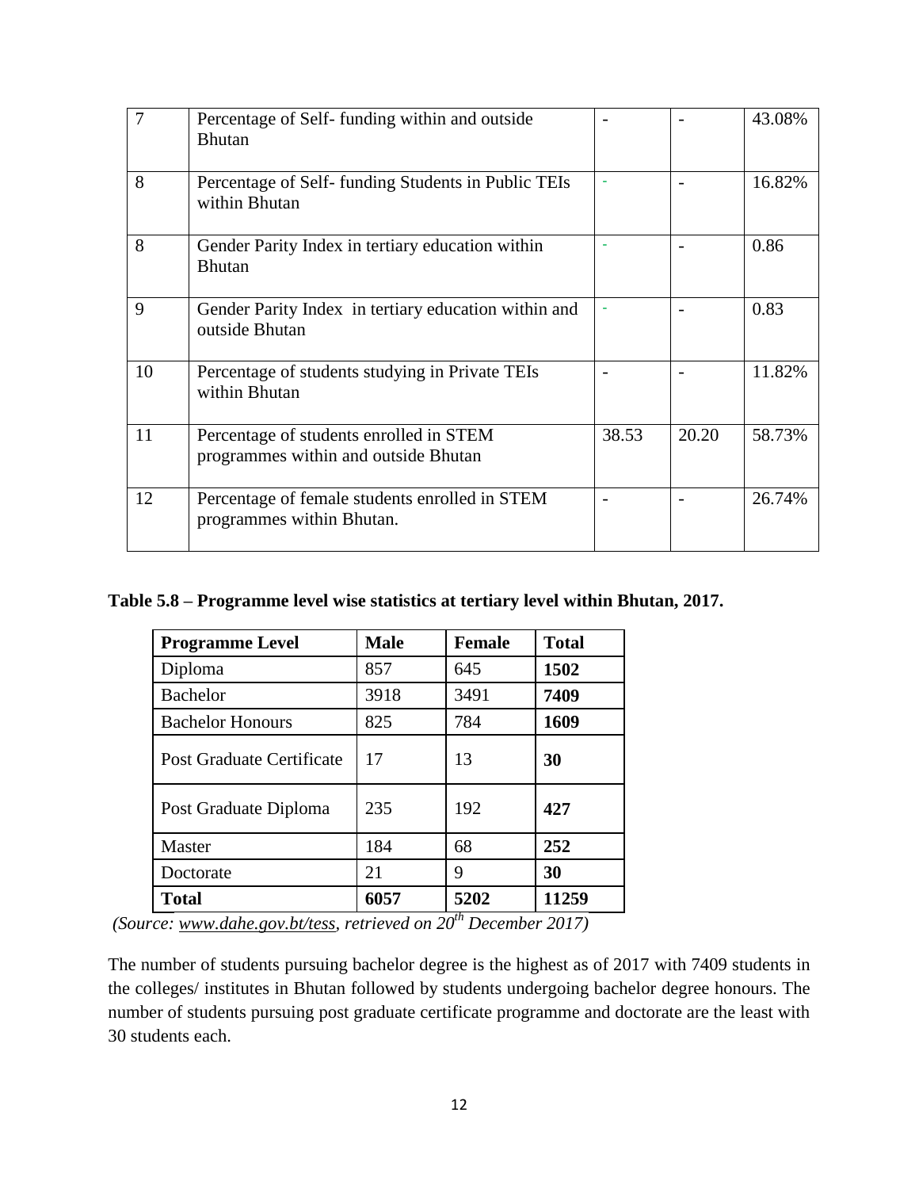| 7 | Percentage of Self- funding within and outside Bhutan | - | - | 43.08% |
|---|---|---|---|---|
| 8 | Percentage of Self- funding Students in Public TEIs within Bhutan | - | - | 16.82% |
| 8 | Gender Parity Index in tertiary education within Bhutan | - | - | 0.86 |
| 9 | Gender Parity Index in tertiary education within and outside Bhutan | - | - | 0.83 |
| 10 | Percentage of students studying in Private TEIs within Bhutan | - | - | 11.82% |
| 11 | Percentage of students enrolled in STEM programmes within and outside Bhutan | 38.53 | 20.20 | 58.73% |
| 12 | Percentage of female students enrolled in STEM programmes within Bhutan. | - | - | 26.74% |

**Table 5.8 – Programme level wise statistics at tertiary level within Bhutan, 2017.**

| Programme Level | Male | Female | Total |
|---|---|---|---|
| Diploma | 857 | 645 | **1502** |
| Bachelor | 3918 | 3491 | **7409** |
| Bachelor Honours | 825 | 784 | **1609** |
| Post Graduate Certificate | 17 | 13 | **30** |
| Post Graduate Diploma | 235 | 192 | **427** |
| Master | 184 | 68 | **252** |
| Doctorate | 21 | 9 | **30** |
| **Total** | **6057** | **5202** | **11259** |

*(Source: www.dahe.gov.bt/tess, retrieved on 20th December 2017)*

The number of students pursuing bachelor degree is the highest as of 2017 with 7409 students in the colleges/ institutes in Bhutan followed by students undergoing bachelor degree honours. The number of students pursuing post graduate certificate programme and doctorate are the least with 30 students each.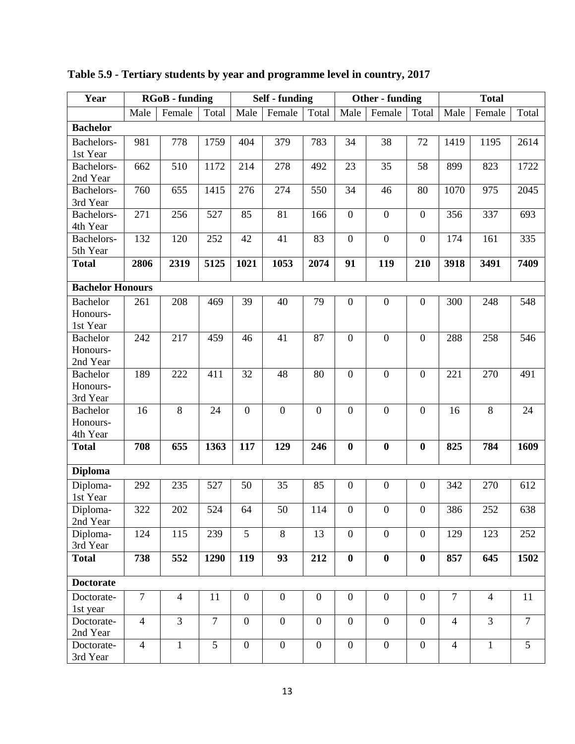**Table 5.9 - Tertiary students by year and programme level in country, 2017**

| Year | RGoB - funding | | | Self - funding | | | Other - funding | | | Total | | |
|---|---|---|---|---|---|---|---|---|---|---|---|---|
| | Male | Female | Total | Male | Female | Total | Male | Female | Total | Male | Female | Total |
| **Bachelor** | | | | | | | | | | | | |
| Bachelors-1st Year | 981 | 778 | 1759 | 404 | 379 | 783 | 34 | 38 | 72 | 1419 | 1195 | 2614 |
| Bachelors-2nd Year | 662 | 510 | 1172 | 214 | 278 | 492 | 23 | 35 | 58 | 899 | 823 | 1722 |
| Bachelors-3rd Year | 760 | 655 | 1415 | 276 | 274 | 550 | 34 | 46 | 80 | 1070 | 975 | 2045 |
| Bachelors-4th Year | 271 | 256 | 527 | 85 | 81 | 166 | 0 | 0 | 0 | 356 | 337 | 693 |
| Bachelors-5th Year | 132 | 120 | 252 | 42 | 41 | 83 | 0 | 0 | 0 | 174 | 161 | 335 |
| **Total** | **2806** | **2319** | **5125** | **1021** | **1053** | **2074** | **91** | **119** | **210** | **3918** | **3491** | **7409** |
| **Bachelor Honours** | | | | | | | | | | | | |
| Bachelor Honours-1st Year | 261 | 208 | 469 | 39 | 40 | 79 | 0 | 0 | 0 | 300 | 248 | 548 |
| Bachelor Honours-2nd Year | 242 | 217 | 459 | 46 | 41 | 87 | 0 | 0 | 0 | 288 | 258 | 546 |
| Bachelor Honours-3rd Year | 189 | 222 | 411 | 32 | 48 | 80 | 0 | 0 | 0 | 221 | 270 | 491 |
| Bachelor Honours-4th Year | 16 | 8 | 24 | 0 | 0 | 0 | 0 | 0 | 0 | 16 | 8 | 24 |
| **Total** | **708** | **655** | **1363** | **117** | **129** | **246** | **0** | **0** | **0** | **825** | **784** | **1609** |
| **Diploma** | | | | | | | | | | | | |
| Diploma-1st Year | 292 | 235 | 527 | 50 | 35 | 85 | 0 | 0 | 0 | 342 | 270 | 612 |
| Diploma-2nd Year | 322 | 202 | 524 | 64 | 50 | 114 | 0 | 0 | 0 | 386 | 252 | 638 |
| Diploma-3rd Year | 124 | 115 | 239 | 5 | 8 | 13 | 0 | 0 | 0 | 129 | 123 | 252 |
| **Total** | **738** | **552** | **1290** | **119** | **93** | **212** | **0** | **0** | **0** | **857** | **645** | **1502** |
| **Doctorate** | | | | | | | | | | | | |
| Doctorate-1st year | 7 | 4 | 11 | 0 | 0 | 0 | 0 | 0 | 0 | 7 | 4 | 11 |
| Doctorate-2nd Year | 4 | 3 | 7 | 0 | 0 | 0 | 0 | 0 | 0 | 4 | 3 | 7 |
| Doctorate-3rd Year | 4 | 1 | 5 | 0 | 0 | 0 | 0 | 0 | 0 | 4 | 1 | 5 |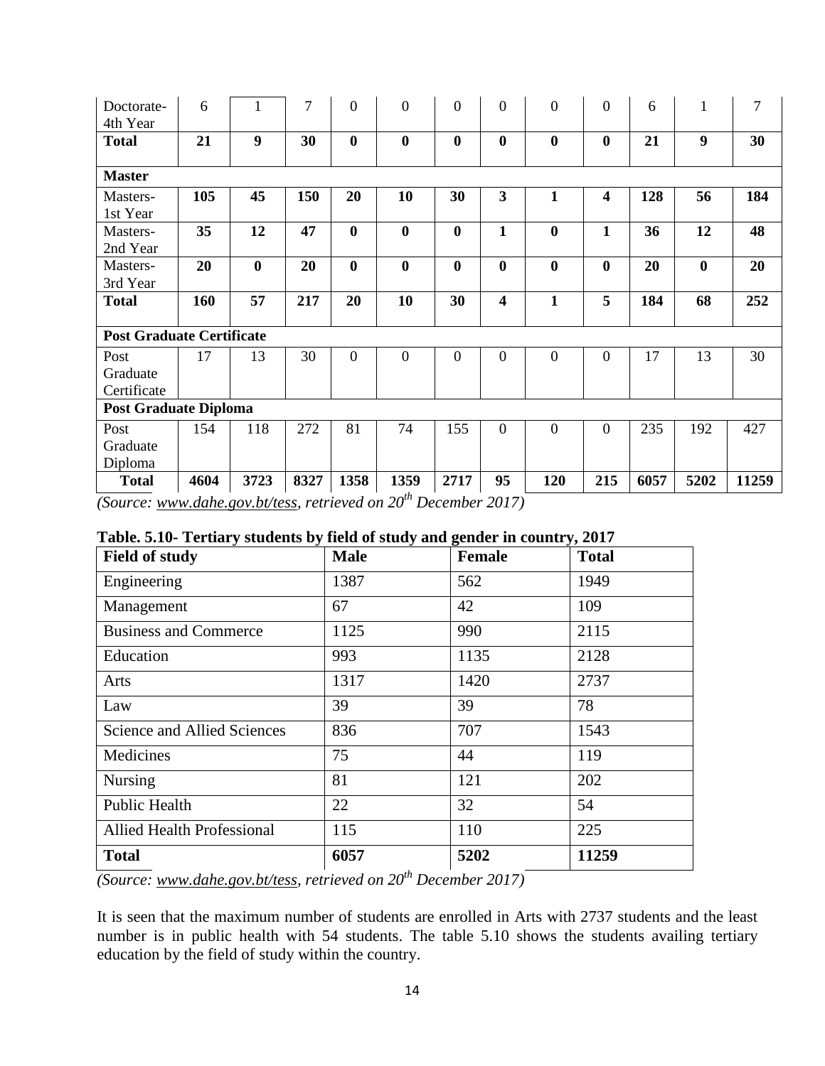| Doctorate-4th Year | 6 | 1 | 7 | 0 | 0 | 0 | 0 | 0 | 0 | 6 | 1 | 7 |
|---|---|---|---|---|---|---|---|---|---|---|---|---|
| **Total** | **21** | **9** | **30** | **0** | **0** | **0** | **0** | **0** | **0** | **21** | **9** | **30** |
| **Master** | | | | | | | | | | | | |
| Masters-1st Year | **105** | **45** | **150** | **20** | **10** | **30** | **3** | **1** | **4** | **128** | **56** | **184** |
| Masters-2nd Year | **35** | **12** | **47** | **0** | **0** | **0** | **1** | **0** | **1** | **36** | **12** | **48** |
| Masters-3rd Year | **20** | **0** | **20** | **0** | **0** | **0** | **0** | **0** | **0** | **20** | **0** | **20** |
| **Total** | **160** | **57** | **217** | **20** | **10** | **30** | **4** | **1** | **5** | **184** | **68** | **252** |
| **Post Graduate Certificate** | | | | | | | | | | | | |
| Post Graduate Certificate | 17 | 13 | 30 | 0 | 0 | 0 | 0 | 0 | 0 | 17 | 13 | 30 |
| **Post Graduate Diploma** | | | | | | | | | | | | |
| Post Graduate Diploma | 154 | 118 | 272 | 81 | 74 | 155 | 0 | 0 | 0 | 235 | 192 | 427 |
| **Total** | **4604** | **3723** | **8327** | **1358** | **1359** | **2717** | **95** | **120** | **215** | **6057** | **5202** | **11259** |

*(Source: www.dahe.gov.bt/tess, retrieved on 20th December 2017)*

**Table. 5.10- Tertiary students by field of study and gender in country, 2017**

| Field of study | Male | Female | Total |
|---|---|---|---|
| Engineering | 1387 | 562 | 1949 |
| Management | 67 | 42 | 109 |
| Business and Commerce | 1125 | 990 | 2115 |
| Education | 993 | 1135 | 2128 |
| Arts | 1317 | 1420 | 2737 |
| Law | 39 | 39 | 78 |
| Science and Allied Sciences | 836 | 707 | 1543 |
| Medicines | 75 | 44 | 119 |
| Nursing | 81 | 121 | 202 |
| Public Health | 22 | 32 | 54 |
| Allied Health Professional | 115 | 110 | 225 |
| **Total** | **6057** | **5202** | **11259** |

*(Source: www.dahe.gov.bt/tess, retrieved on 20th December 2017)*

It is seen that the maximum number of students are enrolled in Arts with 2737 students and the least number is in public health with 54 students. The table 5.10 shows the students availing tertiary education by the field of study within the country.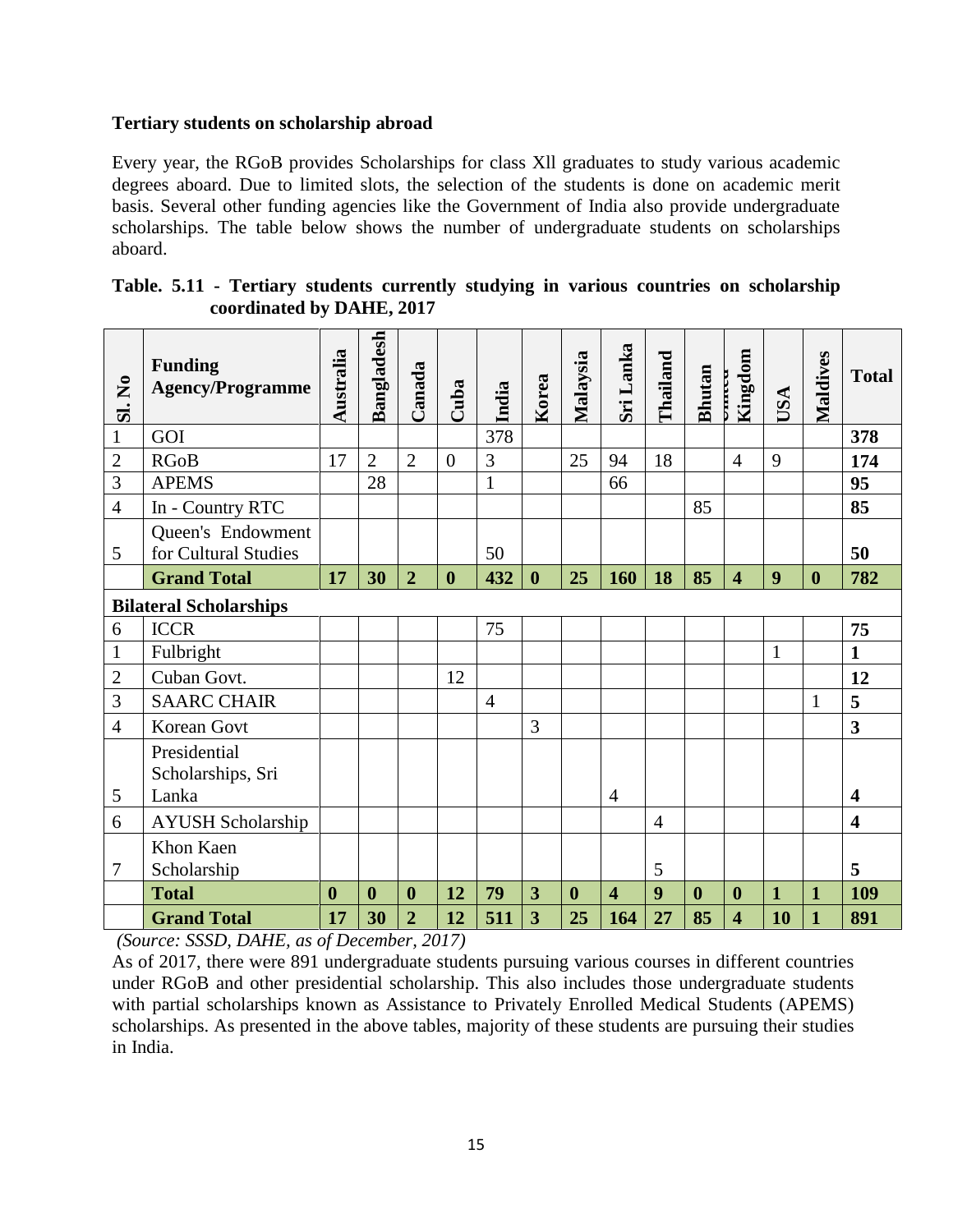**Tertiary students on scholarship abroad**

Every year, the RGoB provides Scholarships for class Xll graduates to study various academic degrees aboard. Due to limited slots, the selection of the students is done on academic merit basis. Several other funding agencies like the Government of India also provide undergraduate scholarships. The table below shows the number of undergraduate students on scholarships aboard.

**Table. 5.11 - Tertiary students currently studying in various countries on scholarship coordinated by DAHE, 2017**

| Sl. No | Funding Agency/Programme | Australia | Bangladesh | Canada | Cuba | India | Korea | Malaysia | Sri Lanka | Thailand | Bhutan | United Kingdom | USA | Maldives | Total |
|---|---|---|---|---|---|---|---|---|---|---|---|---|---|---|---|
| 1 | GOI | | | | | 378 | | | | | | | | | **378** |
| 2 | RGoB | 17 | 2 | 2 | 0 | 3 | | 25 | 94 | 18 | | 4 | 9 | | **174** |
| 3 | APEMS | | 28 | | | 1 | | | 66 | | | | | | **95** |
| 4 | In - Country RTC | | | | | | | | | | 85 | | | | **85** |
| 5 | Queen's Endowment for Cultural Studies | | | | | 50 | | | | | | | | | **50** |
| | **Grand Total** | **17** | **30** | **2** | **0** | **432** | **0** | **25** | **160** | **18** | **85** | **4** | **9** | **0** | **782** |
| **Bilateral Scholarships** | | | | | | | | | | | | | | | |
| 6 | ICCR | | | | | 75 | | | | | | | | | **75** |
| 1 | Fulbright | | | | | | | | | | | | 1 | | **1** |
| 2 | Cuban Govt. | | | | 12 | | | | | | | | | | **12** |
| 3 | SAARC CHAIR | | | | | 4 | | | | | | | | 1 | **5** |
| 4 | Korean Govt | | | | | | 3 | | | | | | | | **3** |
| 5 | Presidential Scholarships, Sri Lanka | | | | | | | | 4 | | | | | | **4** |
| 6 | AYUSH Scholarship | | | | | | | | | 4 | | | | | **4** |
| 7 | Khon Kaen Scholarship | | | | | | | | | 5 | | | | | **5** |
| | **Total** | **0** | **0** | **0** | **12** | **79** | **3** | **0** | **4** | **9** | **0** | **0** | **1** | **1** | **109** |
| | **Grand Total** | **17** | **30** | **2** | **12** | **511** | **3** | **25** | **164** | **27** | **85** | **4** | **10** | **1** | **891** |

*(Source: SSSD, DAHE, as of December, 2017)*

As of 2017, there were 891 undergraduate students pursuing various courses in different countries under RGoB and other presidential scholarship. This also includes those undergraduate students with partial scholarships known as Assistance to Privately Enrolled Medical Students (APEMS) scholarships. As presented in the above tables, majority of these students are pursuing their studies in India.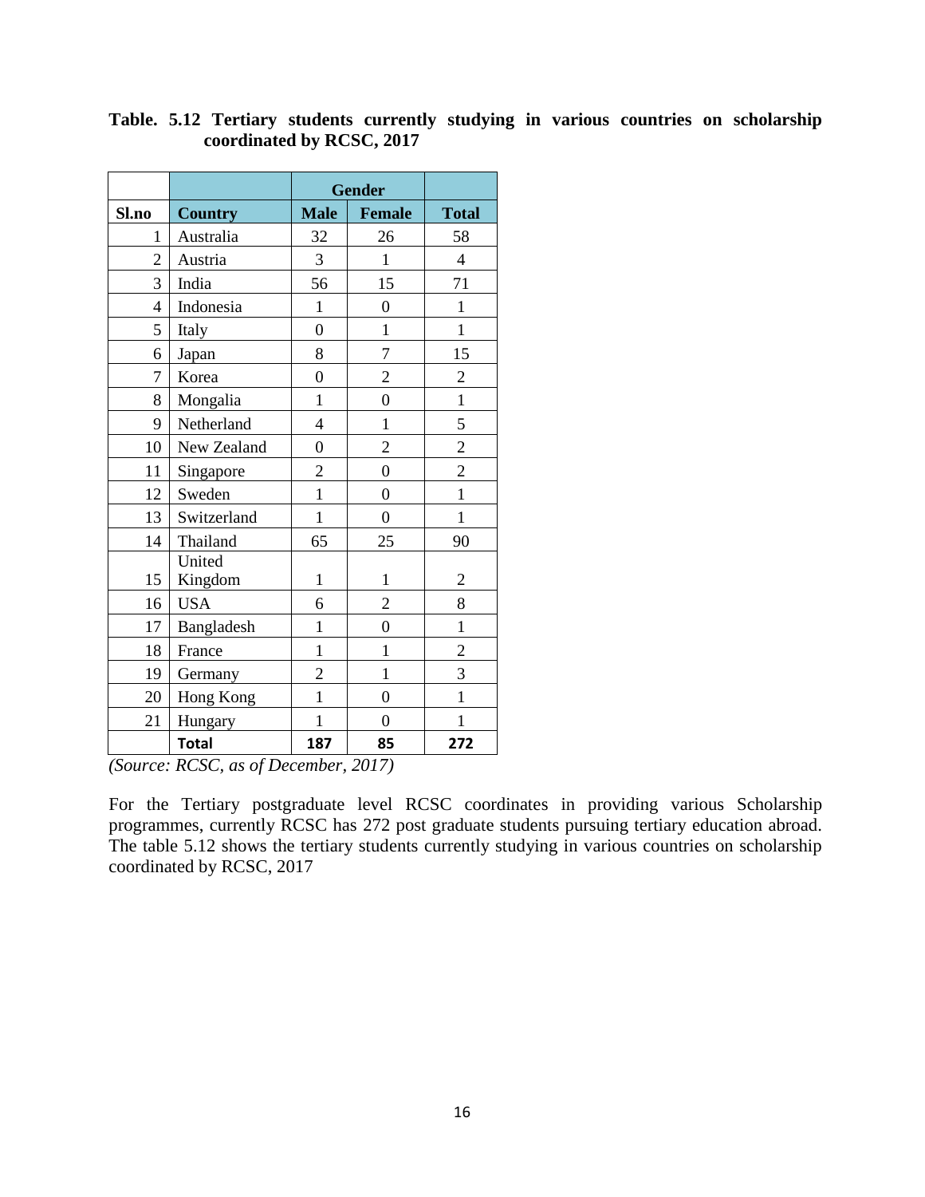**Table. 5.12 Tertiary students currently studying in various countries on scholarship coordinated by RCSC, 2017**

| | | Gender | | |
|---|---|---|---|---|
| **Sl.no** | **Country** | **Male** | **Female** | **Total** |
| 1 | Australia | 32 | 26 | 58 |
| 2 | Austria | 3 | 1 | 4 |
| 3 | India | 56 | 15 | 71 |
| 4 | Indonesia | 1 | 0 | 1 |
| 5 | Italy | 0 | 1 | 1 |
| 6 | Japan | 8 | 7 | 15 |
| 7 | Korea | 0 | 2 | 2 |
| 8 | Mongalia | 1 | 0 | 1 |
| 9 | Netherland | 4 | 1 | 5 |
| 10 | New Zealand | 0 | 2 | 2 |
| 11 | Singapore | 2 | 0 | 2 |
| 12 | Sweden | 1 | 0 | 1 |
| 13 | Switzerland | 1 | 0 | 1 |
| 14 | Thailand | 65 | 25 | 90 |
| 15 | United Kingdom | 1 | 1 | 2 |
| 16 | USA | 6 | 2 | 8 |
| 17 | Bangladesh | 1 | 0 | 1 |
| 18 | France | 1 | 1 | 2 |
| 19 | Germany | 2 | 1 | 3 |
| 20 | Hong Kong | 1 | 0 | 1 |
| 21 | Hungary | 1 | 0 | 1 |
| | **Total** | **187** | **85** | **272** |

*(Source: RCSC, as of December, 2017)*

For the Tertiary postgraduate level RCSC coordinates in providing various Scholarship programmes, currently RCSC has 272 post graduate students pursuing tertiary education abroad. The table 5.12 shows the tertiary students currently studying in various countries on scholarship coordinated by RCSC, 2017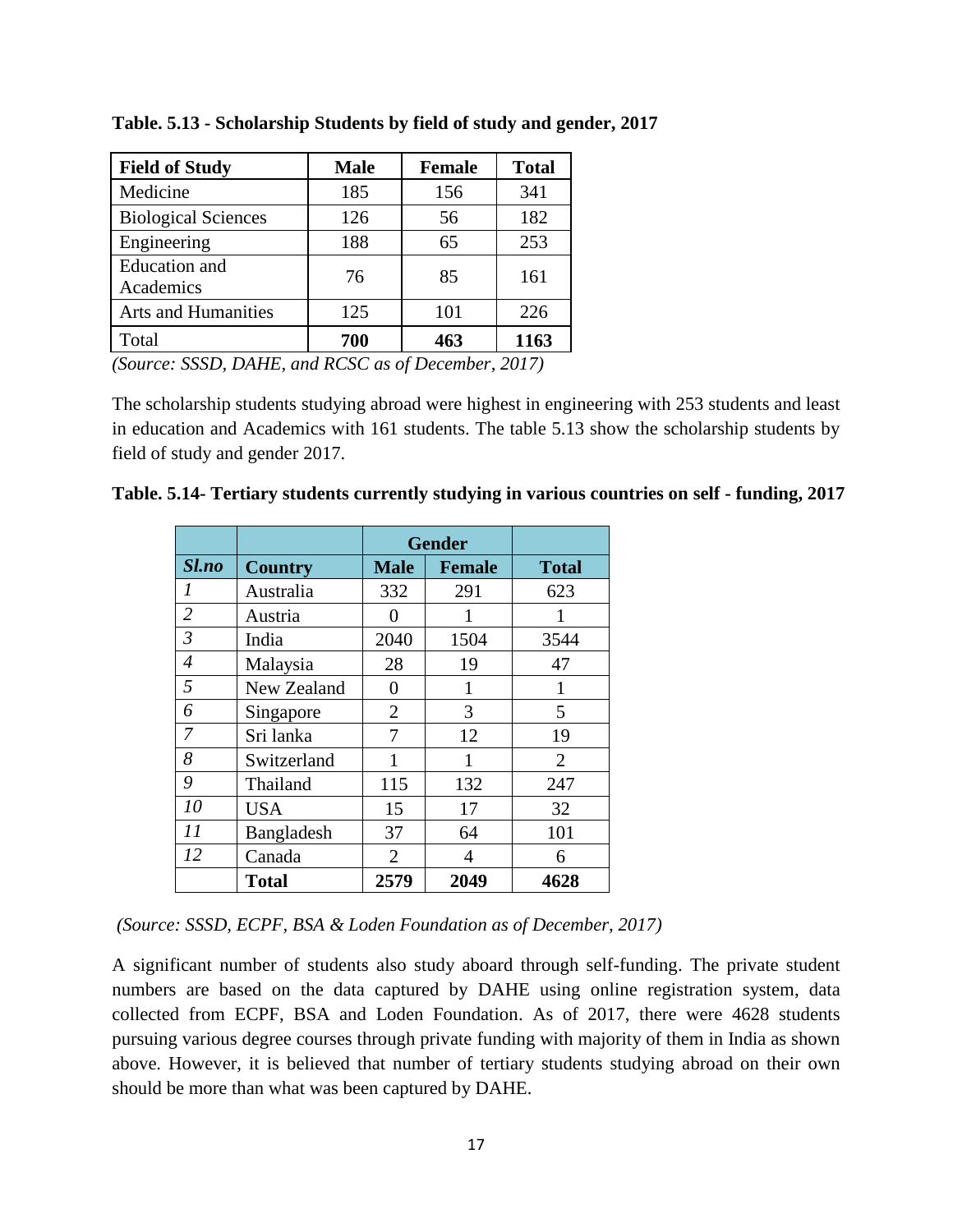**Table. 5.13 - Scholarship Students by field of study and gender, 2017**

| Field of Study | Male | Female | Total |
|---|---|---|---|
| Medicine | 185 | 156 | 341 |
| Biological Sciences | 126 | 56 | 182 |
| Engineering | 188 | 65 | 253 |
| Education and Academics | 76 | 85 | 161 |
| Arts and Humanities | 125 | 101 | 226 |
| Total | **700** | **463** | **1163** |

*(Source: SSSD, DAHE, and RCSC as of December, 2017)*

The scholarship students studying abroad were highest in engineering with 253 students and least in education and Academics with 161 students. The table 5.13 show the scholarship students by field of study and gender 2017.

**Table. 5.14- Tertiary students currently studying in various countries on self - funding, 2017**

| | | Gender | | |
|---|---|---|---|---|
| ***Sl.no*** | **Country** | **Male** | **Female** | **Total** |
| *1* | Australia | 332 | 291 | 623 |
| *2* | Austria | 0 | 1 | 1 |
| *3* | India | 2040 | 1504 | 3544 |
| *4* | Malaysia | 28 | 19 | 47 |
| *5* | New Zealand | 0 | 1 | 1 |
| *6* | Singapore | 2 | 3 | 5 |
| *7* | Sri lanka | 7 | 12 | 19 |
| *8* | Switzerland | 1 | 1 | 2 |
| *9* | Thailand | 115 | 132 | 247 |
| *10* | USA | 15 | 17 | 32 |
| *11* | Bangladesh | 37 | 64 | 101 |
| *12* | Canada | 2 | 4 | 6 |
| | **Total** | **2579** | **2049** | **4628** |

*(Source: SSSD, ECPF, BSA & Loden Foundation as of December, 2017)*

A significant number of students also study aboard through self-funding. The private student numbers are based on the data captured by DAHE using online registration system, data collected from ECPF, BSA and Loden Foundation. As of 2017, there were 4628 students pursuing various degree courses through private funding with majority of them in India as shown above. However, it is believed that number of tertiary students studying abroad on their own should be more than what was been captured by DAHE.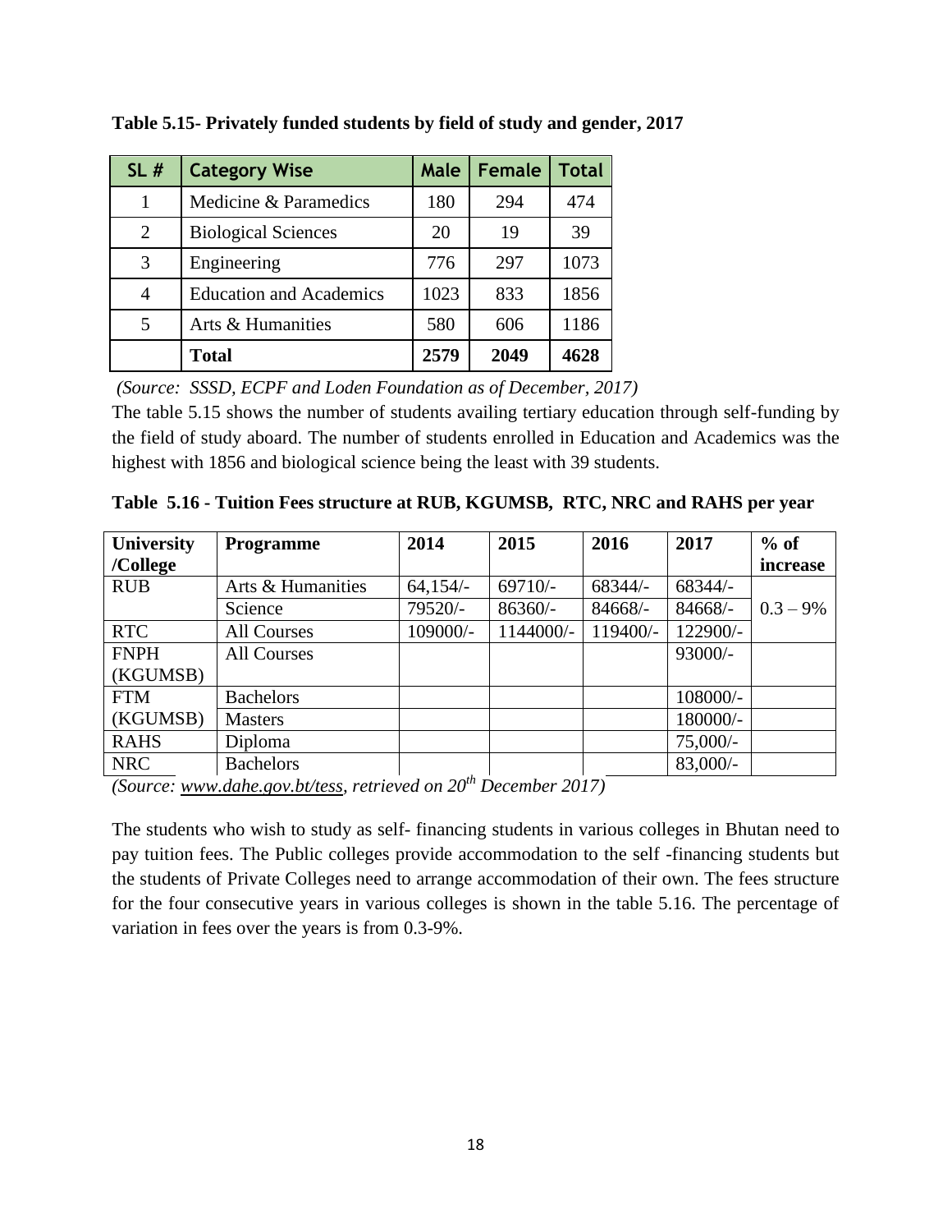**Table 5.15- Privately funded students by field of study and gender, 2017**

| SL # | Category Wise | Male | Female | Total |
|---|---|---|---|---|
| 1 | Medicine & Paramedics | 180 | 294 | 474 |
| 2 | Biological Sciences | 20 | 19 | 39 |
| 3 | Engineering | 776 | 297 | 1073 |
| 4 | Education and Academics | 1023 | 833 | 1856 |
| 5 | Arts & Humanities | 580 | 606 | 1186 |
| | **Total** | **2579** | **2049** | **4628** |

*(Source: SSSD, ECPF and Loden Foundation as of December, 2017)*

The table 5.15 shows the number of students availing tertiary education through self-funding by the field of study aboard. The number of students enrolled in Education and Academics was the highest with 1856 and biological science being the least with 39 students.

**Table 5.16 - Tuition Fees structure at RUB, KGUMSB, RTC, NRC and RAHS per year**

| University /College | Programme | 2014 | 2015 | 2016 | 2017 | % of increase |
|---|---|---|---|---|---|---|
| RUB | Arts & Humanities | 64,154/- | 69710/- | 68344/- | 68344/- | 0.3 – 9% |
| | Science | 79520/- | 86360/- | 84668/- | 84668/- | |
| RTC | All Courses | 109000/- | 1144000/- | 119400/- | 122900/- | |
| FNPH (KGUMSB) | All Courses | | | | 93000/- | |
| FTM (KGUMSB) | Bachelors | | | | 108000/- | |
| | Masters | | | | 180000/- | |
| RAHS | Diploma | | | | 75,000/- | |
| NRC | Bachelors | | | | 83,000/- | |

*(Source: www.dahe.gov.bt/tess, retrieved on 20th December 2017)*

The students who wish to study as self- financing students in various colleges in Bhutan need to pay tuition fees. The Public colleges provide accommodation to the self -financing students but the students of Private Colleges need to arrange accommodation of their own. The fees structure for the four consecutive years in various colleges is shown in the table 5.16. The percentage of variation in fees over the years is from 0.3-9%.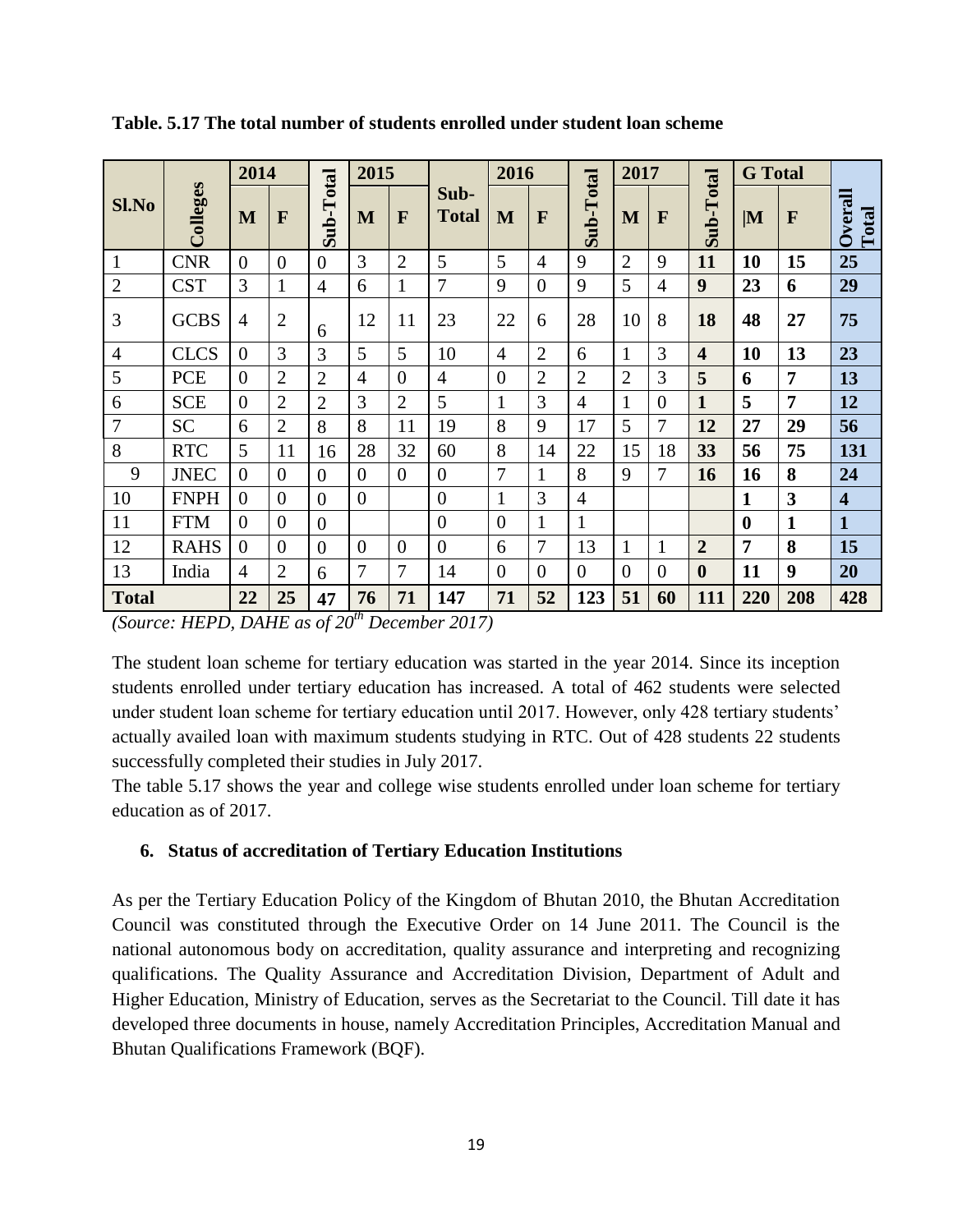**Table. 5.17 The total number of students enrolled under student loan scheme**

| Sl.No | Colleges | 2014 | | Sub-Total | 2015 | | Sub-Total | 2016 | | Sub-Total | 2017 | | Sub-Total | G Total | | Overall Total |
|---|---|---|---|---|---|---|---|---|---|---|---|---|---|---|---|---|
| | | M | F | | M | F | | M | F | | M | F | | M | F | |
| 1 | CNR | 0 | 0 | 0 | 3 | 2 | 5 | 5 | 4 | 9 | 2 | 9 | **11** | **10** | **15** | **25** |
| 2 | CST | 3 | 1 | 4 | 6 | 1 | 7 | 9 | 0 | 9 | 5 | 4 | **9** | **23** | **6** | **29** |
| 3 | GCBS | 4 | 2 | 6 | 12 | 11 | 23 | 22 | 6 | 28 | 10 | 8 | **18** | **48** | **27** | **75** |
| 4 | CLCS | 0 | 3 | 3 | 5 | 5 | 10 | 4 | 2 | 6 | 1 | 3 | **4** | **10** | **13** | **23** |
| 5 | PCE | 0 | 2 | 2 | 4 | 0 | 4 | 0 | 2 | 2 | 2 | 3 | **5** | **6** | **7** | **13** |
| 6 | SCE | 0 | 2 | 2 | 3 | 2 | 5 | 1 | 3 | 4 | 1 | 0 | **1** | **5** | **7** | **12** |
| 7 | SC | 6 | 2 | 8 | 8 | 11 | 19 | 8 | 9 | 17 | 5 | 7 | **12** | **27** | **29** | **56** |
| 8 | RTC | 5 | 11 | 16 | 28 | 32 | 60 | 8 | 14 | 22 | 15 | 18 | **33** | **56** | **75** | **131** |
| 9 | JNEC | 0 | 0 | 0 | 0 | 0 | 0 | 7 | 1 | 8 | 9 | 7 | **16** | **16** | **8** | **24** |
| 10 | FNPH | 0 | 0 | 0 | 0 | | 0 | 1 | 3 | 4 | | | | **1** | **3** | **4** |
| 11 | FTM | 0 | 0 | 0 | | | 0 | 0 | 1 | 1 | | | | **0** | **1** | **1** |
| 12 | RAHS | 0 | 0 | 0 | 0 | 0 | 0 | 6 | 7 | 13 | 1 | 1 | **2** | **7** | **8** | **15** |
| 13 | India | 4 | 2 | 6 | 7 | 7 | 14 | 0 | 0 | 0 | 0 | 0 | **0** | **11** | **9** | **20** |
| **Total** | | **22** | **25** | **47** | **76** | **71** | **147** | **71** | **52** | **123** | **51** | **60** | **111** | **220** | **208** | **428** |

*(Source: HEPD, DAHE as of 20th December 2017)*

The student loan scheme for tertiary education was started in the year 2014. Since its inception students enrolled under tertiary education has increased. A total of 462 students were selected under student loan scheme for tertiary education until 2017. However, only 428 tertiary students' actually availed loan with maximum students studying in RTC. Out of 428 students 22 students successfully completed their studies in July 2017.

The table 5.17 shows the year and college wise students enrolled under loan scheme for tertiary education as of 2017.

### 6. Status of accreditation of Tertiary Education Institutions

As per the Tertiary Education Policy of the Kingdom of Bhutan 2010, the Bhutan Accreditation Council was constituted through the Executive Order on 14 June 2011. The Council is the national autonomous body on accreditation, quality assurance and interpreting and recognizing qualifications. The Quality Assurance and Accreditation Division, Department of Adult and Higher Education, Ministry of Education, serves as the Secretariat to the Council. Till date it has developed three documents in house, namely Accreditation Principles, Accreditation Manual and Bhutan Qualifications Framework (BQF).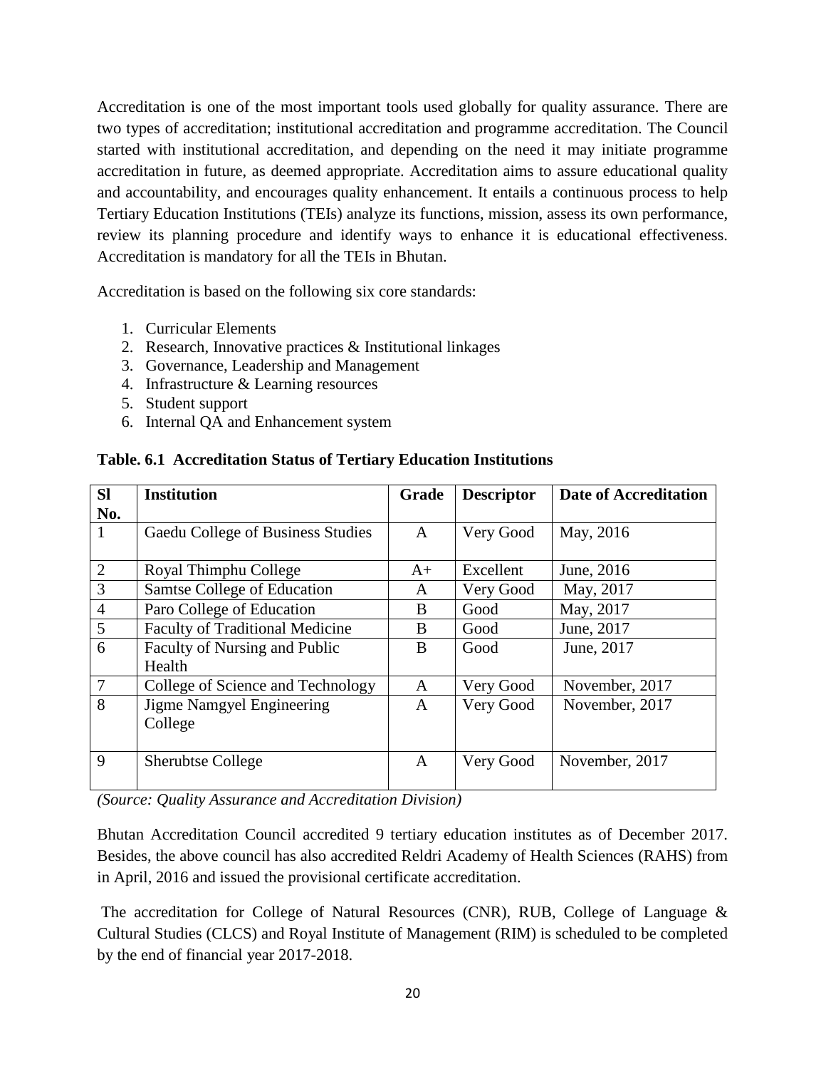Accreditation is one of the most important tools used globally for quality assurance. There are two types of accreditation; institutional accreditation and programme accreditation. The Council started with institutional accreditation, and depending on the need it may initiate programme accreditation in future, as deemed appropriate. Accreditation aims to assure educational quality and accountability, and encourages quality enhancement. It entails a continuous process to help Tertiary Education Institutions (TEIs) analyze its functions, mission, assess its own performance, review its planning procedure and identify ways to enhance it is educational effectiveness. Accreditation is mandatory for all the TEIs in Bhutan.

Accreditation is based on the following six core standards:

1. Curricular Elements
2. Research, Innovative practices & Institutional linkages
3. Governance, Leadership and Management
4. Infrastructure & Learning resources
5. Student support
6. Internal QA and Enhancement system

**Table. 6.1 Accreditation Status of Tertiary Education Institutions**

| Sl No. | Institution | Grade | Descriptor | Date of Accreditation |
|---|---|---|---|---|
| 1 | Gaedu College of Business Studies | A | Very Good | May, 2016 |
| 2 | Royal Thimphu College | A+ | Excellent | June, 2016 |
| 3 | Samtse College of Education | A | Very Good | May, 2017 |
| 4 | Paro College of Education | B | Good | May, 2017 |
| 5 | Faculty of Traditional Medicine | B | Good | June, 2017 |
| 6 | Faculty of Nursing and Public Health | B | Good | June, 2017 |
| 7 | College of Science and Technology | A | Very Good | November, 2017 |
| 8 | Jigme Namgyel Engineering College | A | Very Good | November, 2017 |
| 9 | Sherubtse College | A | Very Good | November, 2017 |

*(Source: Quality Assurance and Accreditation Division)*

Bhutan Accreditation Council accredited 9 tertiary education institutes as of December 2017. Besides, the above council has also accredited Reldri Academy of Health Sciences (RAHS) from in April, 2016 and issued the provisional certificate accreditation.

The accreditation for College of Natural Resources (CNR), RUB, College of Language & Cultural Studies (CLCS) and Royal Institute of Management (RIM) is scheduled to be completed by the end of financial year 2017-2018.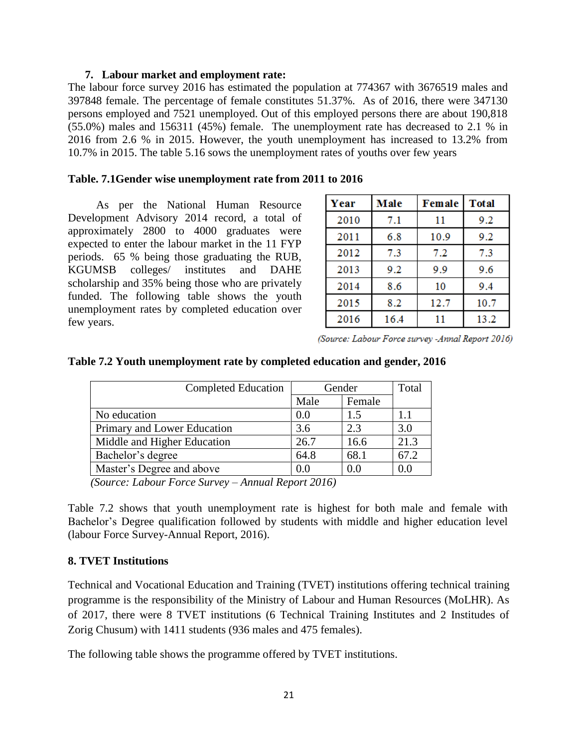## 7. Labour market and employment rate:

The labour force survey 2016 has estimated the population at 774367 with 3676519 males and 397848 female. The percentage of female constitutes 51.37%. As of 2016, there were 347130 persons employed and 7521 unemployed. Out of this employed persons there are about 190,818 (55.0%) males and 156311 (45%) female. The unemployment rate has decreased to 2.1 % in 2016 from 2.6 % in 2015. However, the youth unemployment has increased to 13.2% from 10.7% in 2015. The table 5.16 sows the unemployment rates of youths over few years

**Table. 7.1Gender wise unemployment rate from 2011 to 2016**

| Year | Male | Female | Total |
|---|---|---|---|
| 2010 | 7.1 | 11 | 9.2 |
| 2011 | 6.8 | 10.9 | 9.2 |
| 2012 | 7.3 | 7.2 | 7.3 |
| 2013 | 9.2 | 9.9 | 9.6 |
| 2014 | 8.6 | 10 | 9.4 |
| 2015 | 8.2 | 12.7 | 10.7 |
| 2016 | 16.4 | 11 | 13.2 |

*(Source: Labour Force survey -Annal Report 2016)*

As per the National Human Resource Development Advisory 2014 record, a total of approximately 2800 to 4000 graduates were expected to enter the labour market in the 11 FYP periods. 65 % being those graduating the RUB, KGUMSB colleges/ institutes and DAHE scholarship and 35% being those who are privately funded. The following table shows the youth unemployment rates by completed education over few years.

**Table 7.2 Youth unemployment rate by completed education and gender, 2016**

| Completed Education | Gender | | Total |
|---|---|---|---|
| | Male | Female | |
| No education | 0.0 | 1.5 | 1.1 |
| Primary and Lower Education | 3.6 | 2.3 | 3.0 |
| Middle and Higher Education | 26.7 | 16.6 | 21.3 |
| Bachelor's degree | 64.8 | 68.1 | 67.2 |
| Master's Degree and above | 0.0 | 0.0 | 0.0 |

*(Source: Labour Force Survey – Annual Report 2016)*

Table 7.2 shows that youth unemployment rate is highest for both male and female with Bachelor's Degree qualification followed by students with middle and higher education level (labour Force Survey-Annual Report, 2016).

## 8. TVET Institutions

Technical and Vocational Education and Training (TVET) institutions offering technical training programme is the responsibility of the Ministry of Labour and Human Resources (MoLHR). As of 2017, there were 8 TVET institutions (6 Technical Training Institutes and 2 Institudes of Zorig Chusum) with 1411 students (936 males and 475 females).

The following table shows the programme offered by TVET institutions.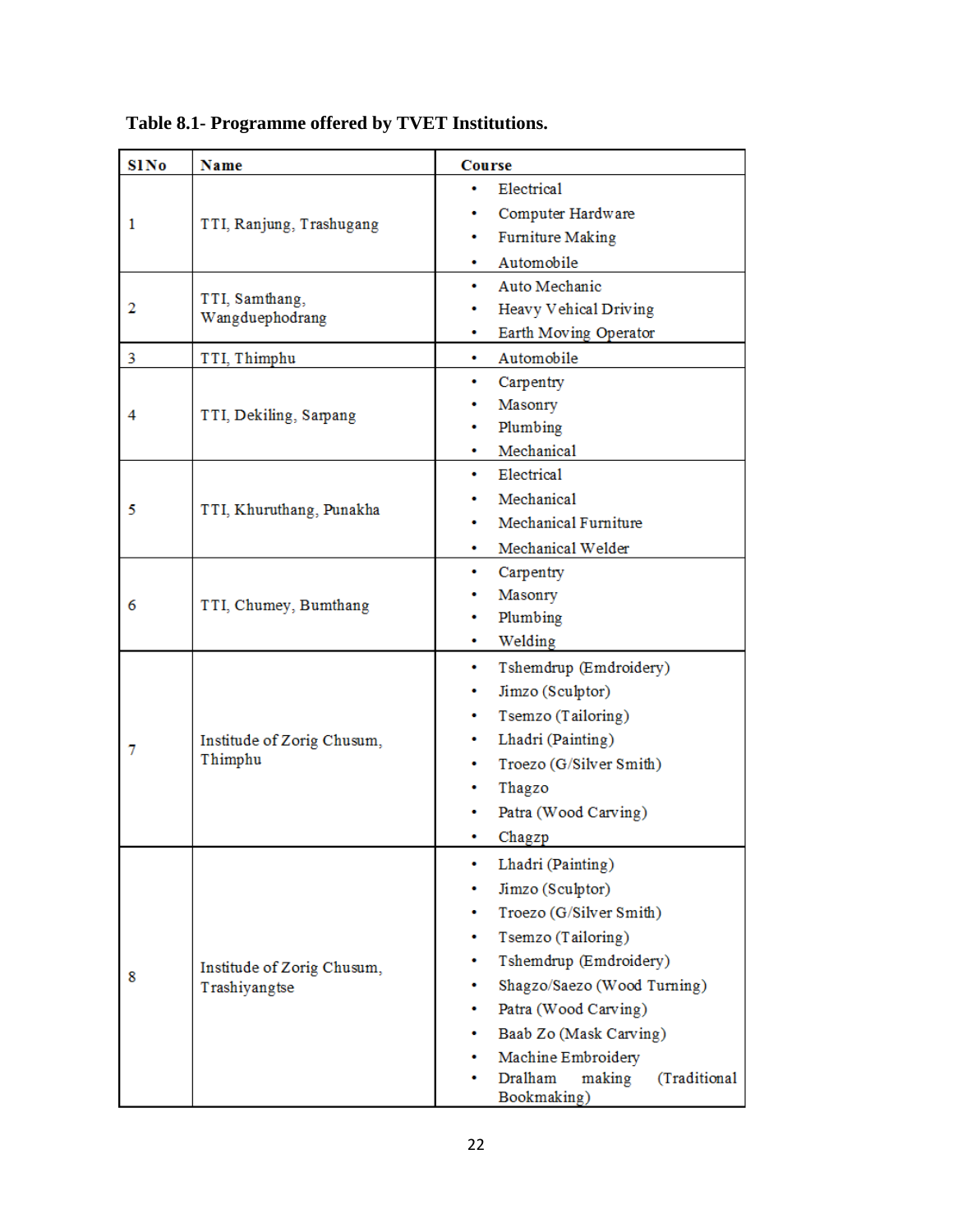**Table 8.1- Programme offered by TVET Institutions.**

| Sl No | Name | Course |
|---|---|---|
| 1 | TTI, Ranjung, Trashugang | • Electrical<br>• Computer Hardware<br>• Furniture Making<br>• Automobile |
| 2 | TTI, Samthang, Wangduephodrang | • Auto Mechanic<br>• Heavy Vehical Driving<br>• Earth Moving Operator |
| 3 | TTI, Thimphu | • Automobile |
| 4 | TTI, Dekiling, Sarpang | • Carpentry<br>• Masonry<br>• Plumbing<br>• Mechanical |
| 5 | TTI, Khuruthang, Punakha | • Electrical<br>• Mechanical<br>• Mechanical Furniture<br>• Mechanical Welder |
| 6 | TTI, Chumey, Bumthang | • Carpentry<br>• Masonry<br>• Plumbing<br>• Welding |
| 7 | Institude of Zorig Chusum, Thimphu | • Tshemdrup (Emdroidery)<br>• Jimzo (Sculptor)<br>• Tsemzo (Tailoring)<br>• Lhadri (Painting)<br>• Troezo (G/Silver Smith)<br>• Thagzo<br>• Patra (Wood Carving)<br>• Chagzp |
| 8 | Institude of Zorig Chusum, Trashiyangtse | • Lhadri (Painting)<br>• Jimzo (Sculptor)<br>• Troezo (G/Silver Smith)<br>• Tsemzo (Tailoring)<br>• Tshemdrup (Emdroidery)<br>• Shagzo/Saezo (Wood Turning)<br>• Patra (Wood Carving)<br>• Baab Zo (Mask Carving)<br>• Machine Embroidery<br>• Dralham making (Traditional Bookmaking) |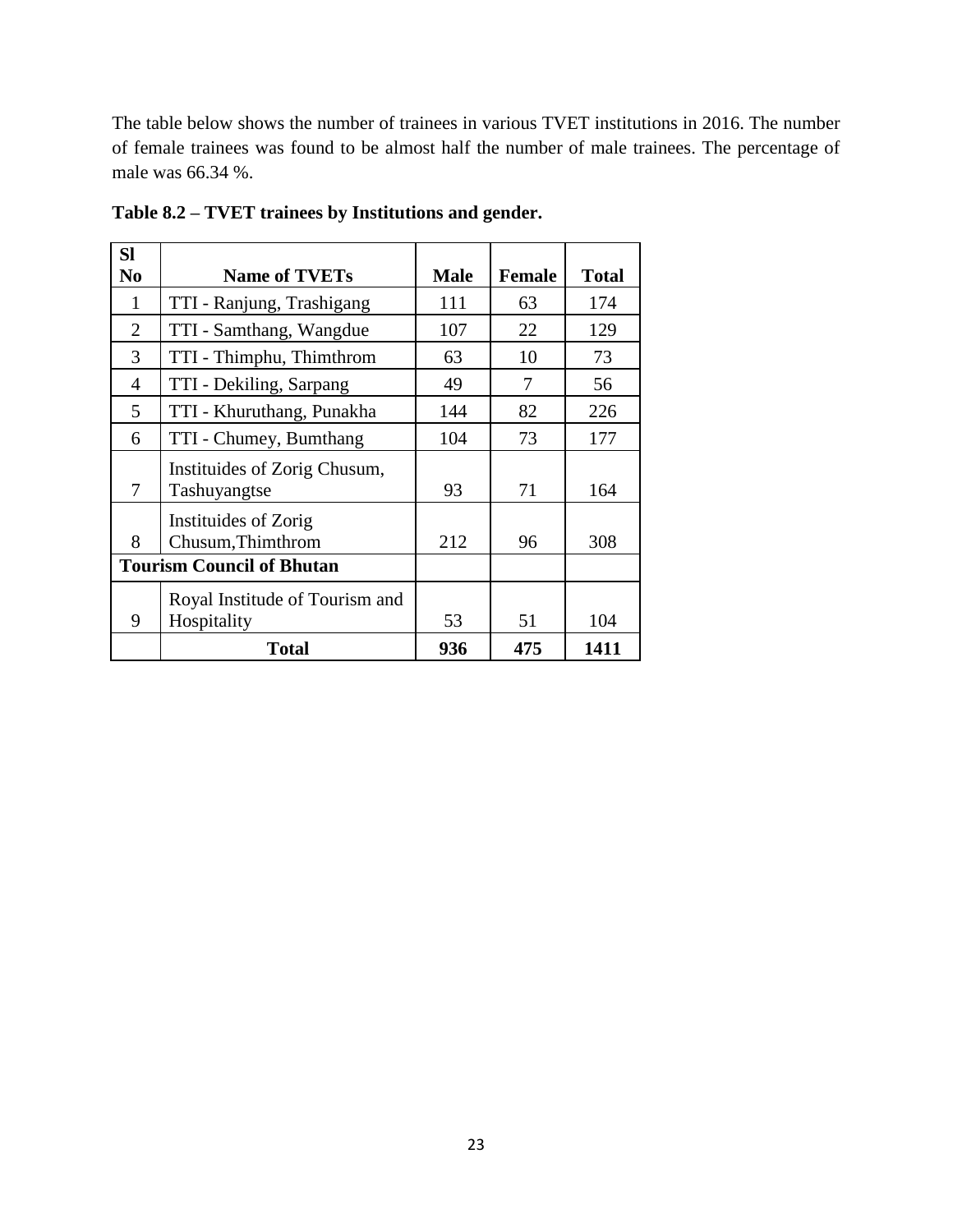The table below shows the number of trainees in various TVET institutions in 2016. The number of female trainees was found to be almost half the number of male trainees. The percentage of male was 66.34 %.

**Table 8.2 – TVET trainees by Institutions and gender.**

| Sl No | Name of TVETs | Male | Female | Total |
|---|---|---|---|---|
| 1 | TTI - Ranjung, Trashigang | 111 | 63 | 174 |
| 2 | TTI - Samthang, Wangdue | 107 | 22 | 129 |
| 3 | TTI - Thimphu, Thimthrom | 63 | 10 | 73 |
| 4 | TTI - Dekiling, Sarpang | 49 | 7 | 56 |
| 5 | TTI - Khuruthang, Punakha | 144 | 82 | 226 |
| 6 | TTI - Chumey, Bumthang | 104 | 73 | 177 |
| 7 | Instituides of Zorig Chusum, Tashuyangtse | 93 | 71 | 164 |
| 8 | Instituides of Zorig Chusum,Thimthrom | 212 | 96 | 308 |
| **Tourism Council of Bhutan** | | | | |
| 9 | Royal Institude of Tourism and Hospitality | 53 | 51 | 104 |
| | **Total** | **936** | **475** | **1411** |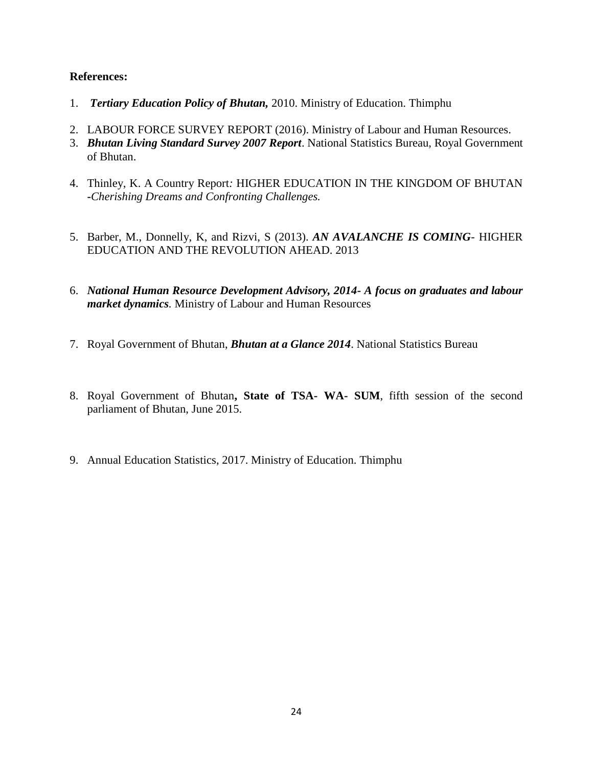**References:**

1. ***Tertiary Education Policy of Bhutan,*** 2010. Ministry of Education. Thimphu
2. LABOUR FORCE SURVEY REPORT (2016). Ministry of Labour and Human Resources.
3. ***Bhutan Living Standard Survey 2007 Report***. National Statistics Bureau, Royal Government of Bhutan.
4. Thinley, K. A Country Report*:* HIGHER EDUCATION IN THE KINGDOM OF BHUTAN -*Cherishing Dreams and Confronting Challenges.*
5. Barber, M., Donnelly, K, and Rizvi, S (2013). ***AN AVALANCHE IS COMING***- HIGHER EDUCATION AND THE REVOLUTION AHEAD. 2013
6. ***National Human Resource Development Advisory, 2014- A focus on graduates and labour market dynamics***. Ministry of Labour and Human Resources
7. Royal Government of Bhutan, ***Bhutan at a Glance 2014***. National Statistics Bureau
8. Royal Government of Bhutan**, State of TSA- WA- SUM**, fifth session of the second parliament of Bhutan, June 2015.
9. Annual Education Statistics, 2017. Ministry of Education. Thimphu